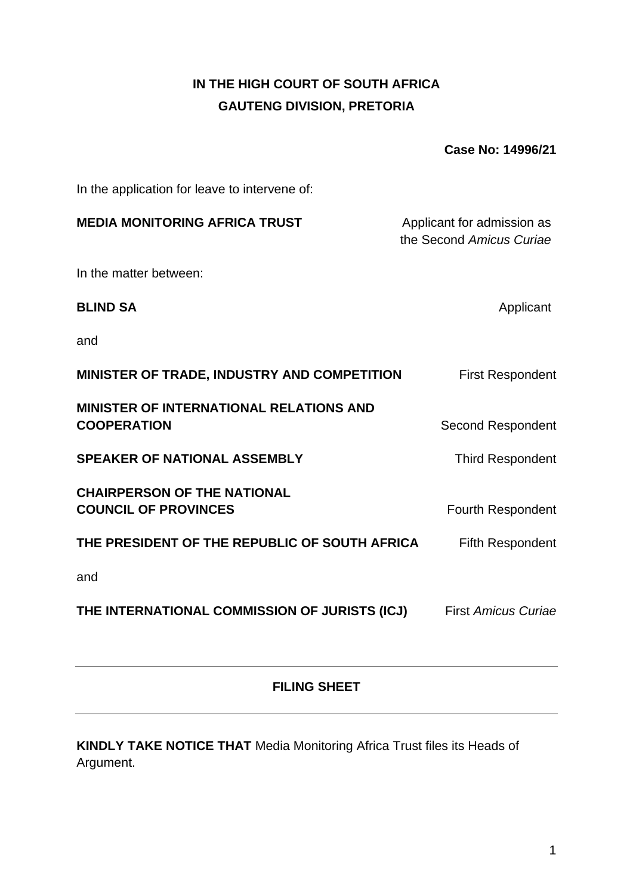**IN THE HIGH COURT OF SOUTH AFRICA**
**GAUTENG DIVISION, PRETORIA**

**Case No: 14996/21**

In the application for leave to intervene of:

**MEDIA MONITORING AFRICA TRUST** — Applicant for admission as the Second *Amicus Curiae*

In the matter between:

**BLIND SA** — Applicant

and

**MINISTER OF TRADE, INDUSTRY AND COMPETITION** — First Respondent

**MINISTER OF INTERNATIONAL RELATIONS AND COOPERATION** — Second Respondent

**SPEAKER OF NATIONAL ASSEMBLY** — Third Respondent

**CHAIRPERSON OF THE NATIONAL COUNCIL OF PROVINCES** — Fourth Respondent

**THE PRESIDENT OF THE REPUBLIC OF SOUTH AFRICA** — Fifth Respondent

and

**THE INTERNATIONAL COMMISSION OF JURISTS (ICJ)** — First *Amicus Curiae*

---

**FILING SHEET**

---

**KINDLY TAKE NOTICE THAT** Media Monitoring Africa Trust files its Heads of Argument.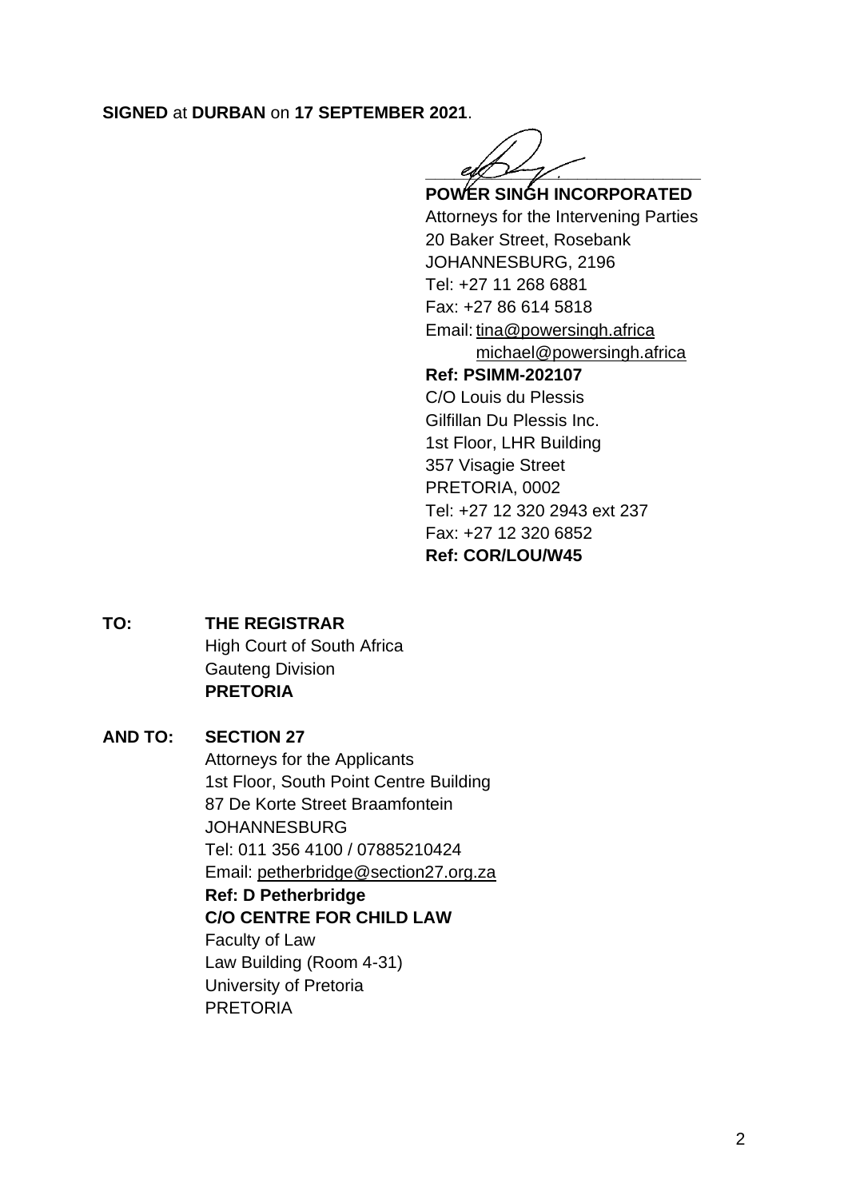**SIGNED** at **DURBAN** on **17 SEPTEMBER 2021**.

\_\_\_\_\_\_\_\_\_\_\_\_\_\_\_\_\_\_\_\_\_\_\_\_\_\_\_\_\_\_

**POWER SINGH INCORPORATED**
Attorneys for the Intervening Parties
20 Baker Street, Rosebank
JOHANNESBURG, 2196
Tel: +27 11 268 6881
Fax: +27 86 614 5818
Email: tina@powersingh.africa
michael@powersingh.africa
**Ref: PSIMM-202107**
C/O Louis du Plessis
Gilfillan Du Plessis Inc.
1st Floor, LHR Building
357 Visagie Street
PRETORIA, 0002
Tel: +27 12 320 2943 ext 237
Fax: +27 12 320 6852
**Ref: COR/LOU/W45**

**TO:** **THE REGISTRAR**
High Court of South Africa
Gauteng Division
**PRETORIA**

**AND TO:** **SECTION 27**
Attorneys for the Applicants
1st Floor, South Point Centre Building
87 De Korte Street Braamfontein
JOHANNESBURG
Tel: 011 356 4100 / 07885210424
Email: petherbridge@section27.org.za
**Ref: D Petherbridge**
**C/O CENTRE FOR CHILD LAW**
Faculty of Law
Law Building (Room 4-31)
University of Pretoria
PRETORIA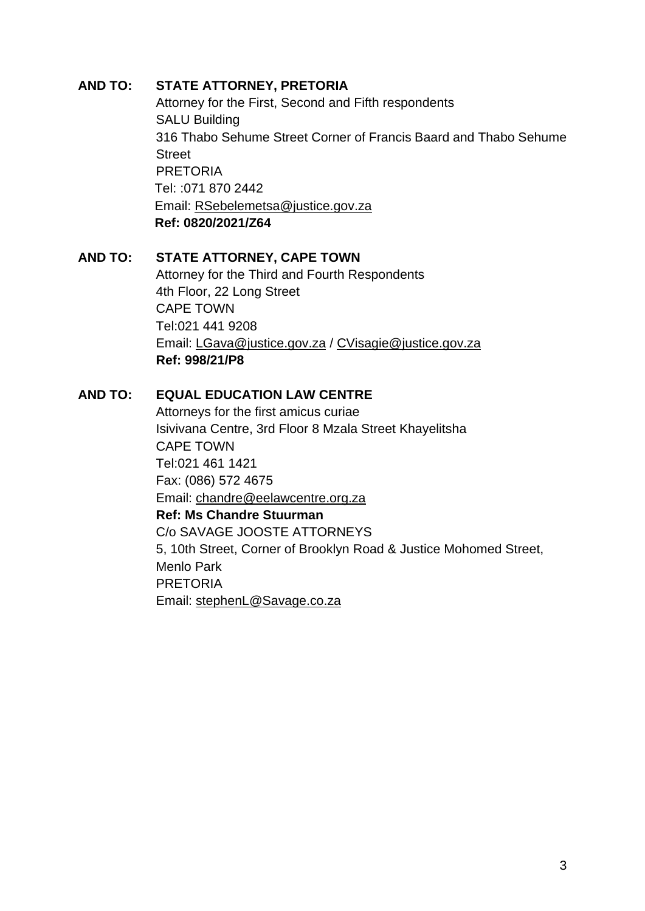**AND TO: STATE ATTORNEY, PRETORIA**

Attorney for the First, Second and Fifth respondents
SALU Building
316 Thabo Sehume Street Corner of Francis Baard and Thabo Sehume Street
PRETORIA
Tel: :071 870 2442
Email: RSebelemetsa@justice.gov.za
**Ref: 0820/2021/Z64**

**AND TO: STATE ATTORNEY, CAPE TOWN**

Attorney for the Third and Fourth Respondents
4th Floor, 22 Long Street
CAPE TOWN
Tel:021 441 9208
Email: LGava@justice.gov.za / CVisagie@justice.gov.za
**Ref: 998/21/P8**

**AND TO: EQUAL EDUCATION LAW CENTRE**

Attorneys for the first amicus curiae
Isivivana Centre, 3rd Floor 8 Mzala Street Khayelitsha
CAPE TOWN
Tel:021 461 1421
Fax: (086) 572 4675
Email: chandre@eelawcentre.org.za
**Ref: Ms Chandre Stuurman**
C/o SAVAGE JOOSTE ATTORNEYS
5, 10th Street, Corner of Brooklyn Road & Justice Mohomed Street, Menlo Park
PRETORIA
Email: stephenL@Savage.co.za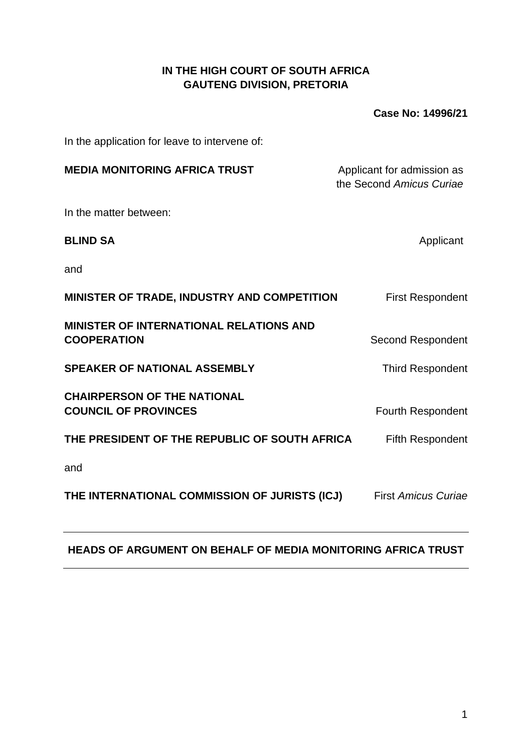**IN THE HIGH COURT OF SOUTH AFRICA**
**GAUTENG DIVISION, PRETORIA**

**Case No: 14996/21**

In the application for leave to intervene of:

| | |
|---|---|
| **MEDIA MONITORING AFRICA TRUST** | Applicant for admission as the Second *Amicus Curiae* |

In the matter between:

| | |
|---|---|
| **BLIND SA** | Applicant |

and

| | |
|---|---|
| **MINISTER OF TRADE, INDUSTRY AND COMPETITION** | First Respondent |
| **MINISTER OF INTERNATIONAL RELATIONS AND COOPERATION** | Second Respondent |
| **SPEAKER OF NATIONAL ASSEMBLY** | Third Respondent |
| **CHAIRPERSON OF THE NATIONAL COUNCIL OF PROVINCES** | Fourth Respondent |
| **THE PRESIDENT OF THE REPUBLIC OF SOUTH AFRICA** | Fifth Respondent |

and

| | |
|---|---|
| **THE INTERNATIONAL COMMISSION OF JURISTS (ICJ)** | First *Amicus Curiae* |

---

**HEADS OF ARGUMENT ON BEHALF OF MEDIA MONITORING AFRICA TRUST**

---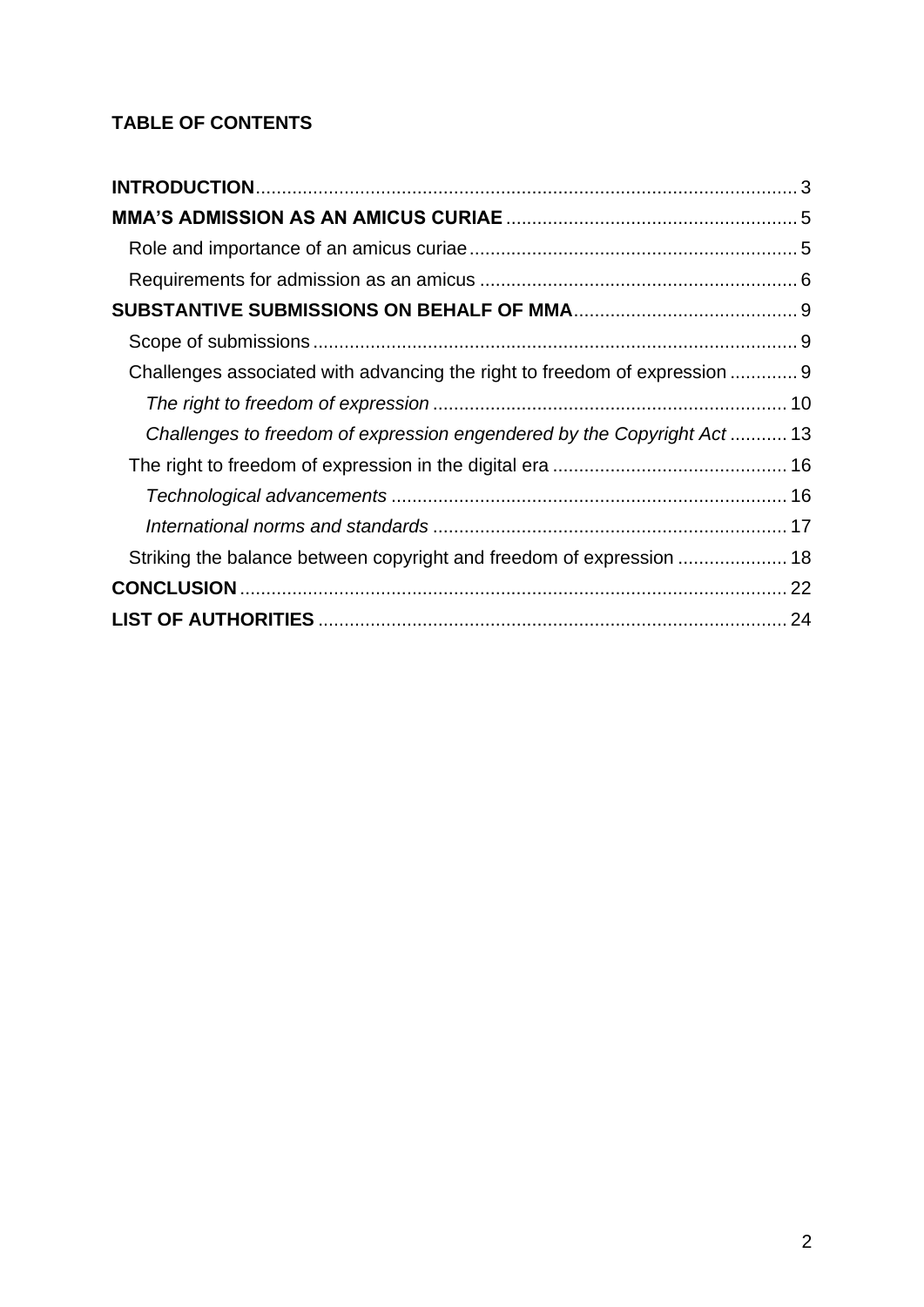**TABLE OF CONTENTS**

**INTRODUCTION** ........................................................................................................ 3

**MMA'S ADMISSION AS AN AMICUS CURIAE** ....................................................... 5

Role and importance of an amicus curiae ............................................................... 5

Requirements for admission as an amicus ............................................................. 6

**SUBSTANTIVE SUBMISSIONS ON BEHALF OF MMA** ........................................... 9

Scope of submissions ............................................................................................. 9

Challenges associated with advancing the right to freedom of expression ............. 9

*The right to freedom of expression* .................................................................... 10

*Challenges to freedom of expression engendered by the Copyright Act* ........... 13

The right to freedom of expression in the digital era ............................................. 16

*Technological advancements* ............................................................................ 16

*International norms and standards* .................................................................... 17

Striking the balance between copyright and freedom of expression ..................... 18

**CONCLUSION** ......................................................................................................... 22

**LIST OF AUTHORITIES** .......................................................................................... 24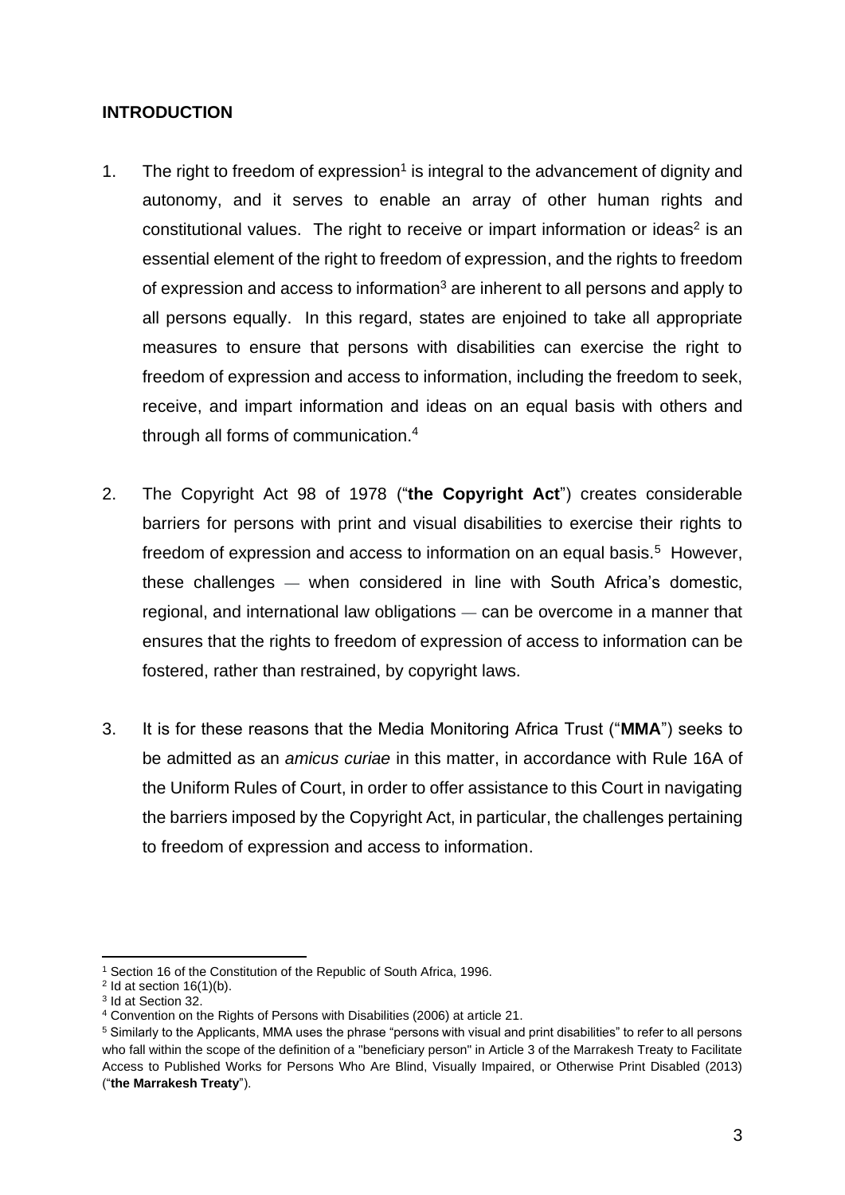## INTRODUCTION

1. The right to freedom of expression[1] is integral to the advancement of dignity and autonomy, and it serves to enable an array of other human rights and constitutional values. The right to receive or impart information or ideas[2] is an essential element of the right to freedom of expression, and the rights to freedom of expression and access to information[3] are inherent to all persons and apply to all persons equally. In this regard, states are enjoined to take all appropriate measures to ensure that persons with disabilities can exercise the right to freedom of expression and access to information, including the freedom to seek, receive, and impart information and ideas on an equal basis with others and through all forms of communication.[4]

2. The Copyright Act 98 of 1978 ("**the Copyright Act**") creates considerable barriers for persons with print and visual disabilities to exercise their rights to freedom of expression and access to information on an equal basis.[5] However, these challenges — when considered in line with South Africa's domestic, regional, and international law obligations — can be overcome in a manner that ensures that the rights to freedom of expression of access to information can be fostered, rather than restrained, by copyright laws.

3. It is for these reasons that the Media Monitoring Africa Trust ("**MMA**") seeks to be admitted as an *amicus curiae* in this matter, in accordance with Rule 16A of the Uniform Rules of Court, in order to offer assistance to this Court in navigating the barriers imposed by the Copyright Act, in particular, the challenges pertaining to freedom of expression and access to information.

---

[1] Section 16 of the Constitution of the Republic of South Africa, 1996.

[2] Id at section 16(1)(b).

[3] Id at Section 32.

[4] Convention on the Rights of Persons with Disabilities (2006) at article 21.

[5] Similarly to the Applicants, MMA uses the phrase "persons with visual and print disabilities" to refer to all persons who fall within the scope of the definition of a "beneficiary person" in Article 3 of the Marrakesh Treaty to Facilitate Access to Published Works for Persons Who Are Blind, Visually Impaired, or Otherwise Print Disabled (2013) ("**the Marrakesh Treaty**").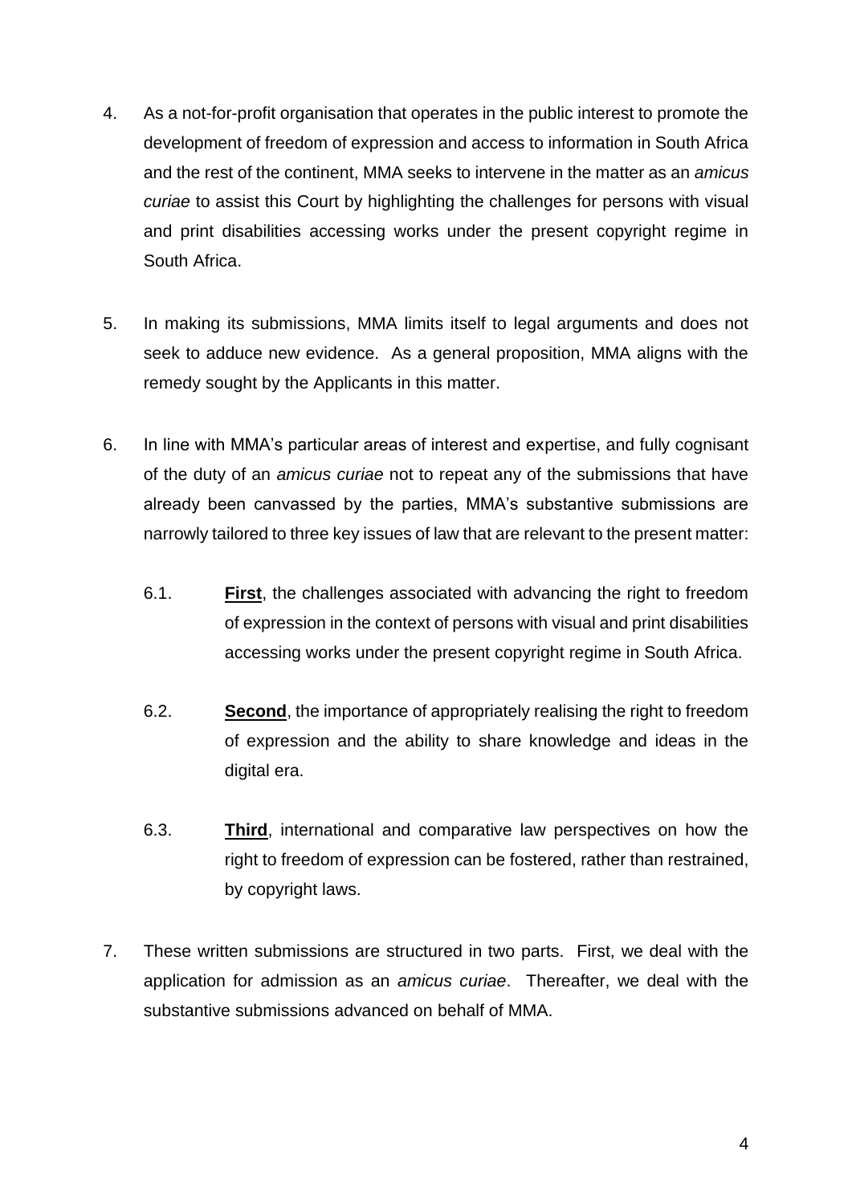4. As a not-for-profit organisation that operates in the public interest to promote the development of freedom of expression and access to information in South Africa and the rest of the continent, MMA seeks to intervene in the matter as an *amicus curiae* to assist this Court by highlighting the challenges for persons with visual and print disabilities accessing works under the present copyright regime in South Africa.

5. In making its submissions, MMA limits itself to legal arguments and does not seek to adduce new evidence. As a general proposition, MMA aligns with the remedy sought by the Applicants in this matter.

6. In line with MMA's particular areas of interest and expertise, and fully cognisant of the duty of an *amicus curiae* not to repeat any of the submissions that have already been canvassed by the parties, MMA's substantive submissions are narrowly tailored to three key issues of law that are relevant to the present matter:

    6.1. **First**, the challenges associated with advancing the right to freedom of expression in the context of persons with visual and print disabilities accessing works under the present copyright regime in South Africa.

    6.2. **Second**, the importance of appropriately realising the right to freedom of expression and the ability to share knowledge and ideas in the digital era.

    6.3. **Third**, international and comparative law perspectives on how the right to freedom of expression can be fostered, rather than restrained, by copyright laws.

7. These written submissions are structured in two parts. First, we deal with the application for admission as an *amicus curiae*. Thereafter, we deal with the substantive submissions advanced on behalf of MMA.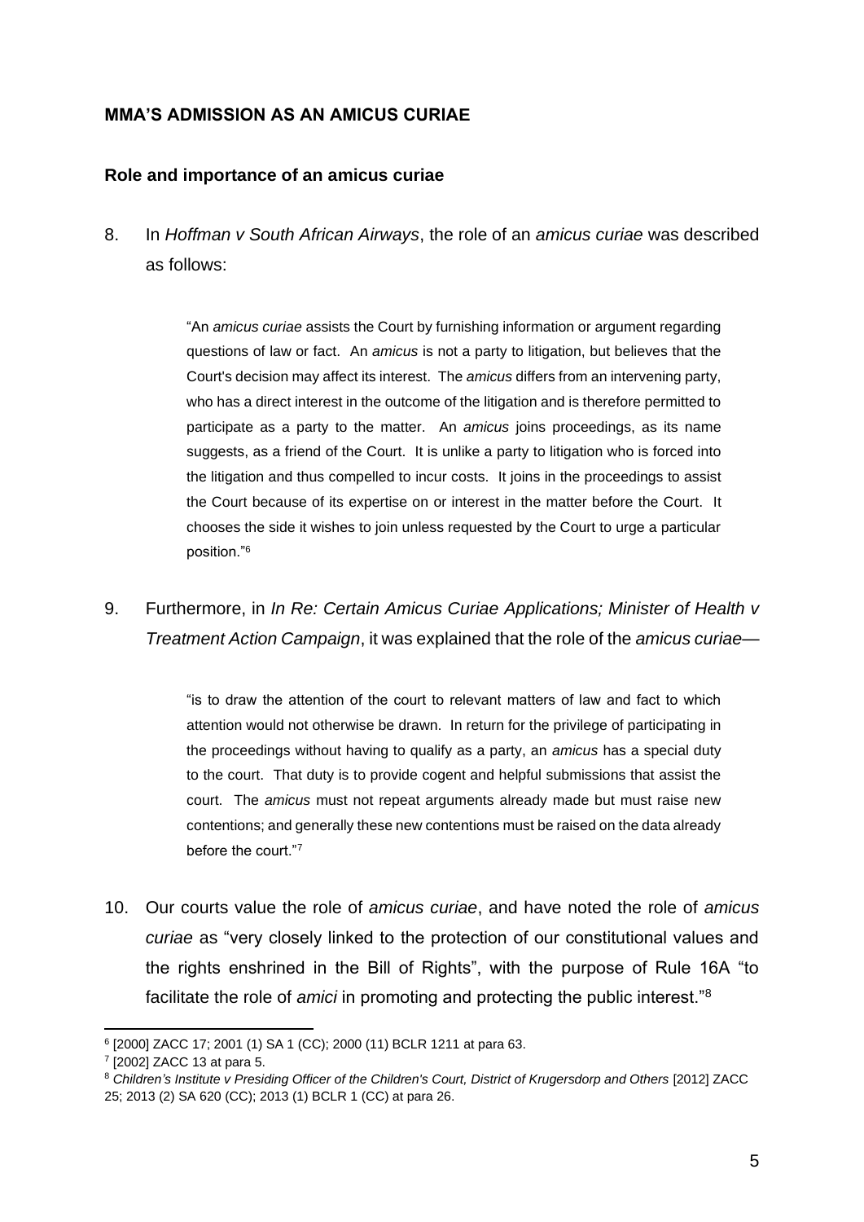## MMA'S ADMISSION AS AN AMICUS CURIAE

### Role and importance of an amicus curiae

8. In *Hoffman v South African Airways*, the role of an *amicus curiae* was described as follows:

> "An *amicus curiae* assists the Court by furnishing information or argument regarding questions of law or fact. An *amicus* is not a party to litigation, but believes that the Court's decision may affect its interest. The *amicus* differs from an intervening party, who has a direct interest in the outcome of the litigation and is therefore permitted to participate as a party to the matter. An *amicus* joins proceedings, as its name suggests, as a friend of the Court. It is unlike a party to litigation who is forced into the litigation and thus compelled to incur costs. It joins in the proceedings to assist the Court because of its expertise on or interest in the matter before the Court. It chooses the side it wishes to join unless requested by the Court to urge a particular position."[6]

9. Furthermore, in *In Re: Certain Amicus Curiae Applications; Minister of Health v Treatment Action Campaign*, it was explained that the role of the *amicus curiae*—

> "is to draw the attention of the court to relevant matters of law and fact to which attention would not otherwise be drawn. In return for the privilege of participating in the proceedings without having to qualify as a party, an *amicus* has a special duty to the court. That duty is to provide cogent and helpful submissions that assist the court. The *amicus* must not repeat arguments already made but must raise new contentions; and generally these new contentions must be raised on the data already before the court."[7]

10. Our courts value the role of *amicus curiae*, and have noted the role of *amicus curiae* as "very closely linked to the protection of our constitutional values and the rights enshrined in the Bill of Rights", with the purpose of Rule 16A "to facilitate the role of *amici* in promoting and protecting the public interest."[8]

---

[6] [2000] ZACC 17; 2001 (1) SA 1 (CC); 2000 (11) BCLR 1211 at para 63.

[7] [2002] ZACC 13 at para 5.

[8] *Children's Institute v Presiding Officer of the Children's Court, District of Krugersdorp and Others* [2012] ZACC 25; 2013 (2) SA 620 (CC); 2013 (1) BCLR 1 (CC) at para 26.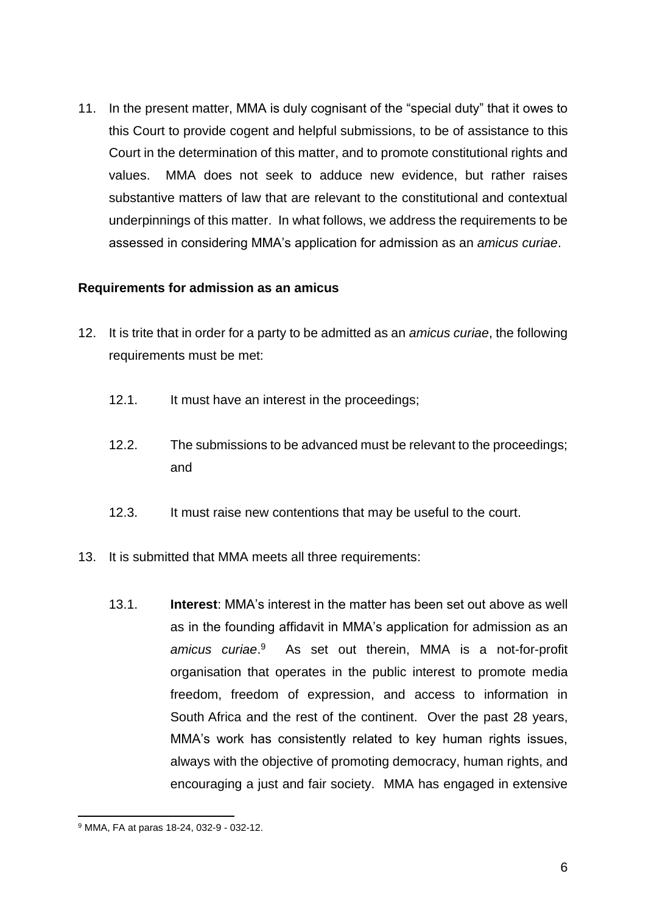11. In the present matter, MMA is duly cognisant of the "special duty" that it owes to this Court to provide cogent and helpful submissions, to be of assistance to this Court in the determination of this matter, and to promote constitutional rights and values. MMA does not seek to adduce new evidence, but rather raises substantive matters of law that are relevant to the constitutional and contextual underpinnings of this matter. In what follows, we address the requirements to be assessed in considering MMA's application for admission as an *amicus curiae*.

**Requirements for admission as an amicus**

12. It is trite that in order for a party to be admitted as an *amicus curiae*, the following requirements must be met:

    12.1. It must have an interest in the proceedings;

    12.2. The submissions to be advanced must be relevant to the proceedings; and

    12.3. It must raise new contentions that may be useful to the court.

13. It is submitted that MMA meets all three requirements:

    13.1. **Interest**: MMA's interest in the matter has been set out above as well as in the founding affidavit in MMA's application for admission as an *amicus curiae*.[9] As set out therein, MMA is a not-for-profit organisation that operates in the public interest to promote media freedom, freedom of expression, and access to information in South Africa and the rest of the continent. Over the past 28 years, MMA's work has consistently related to key human rights issues, always with the objective of promoting democracy, human rights, and encouraging a just and fair society. MMA has engaged in extensive

---

[9] MMA, FA at paras 18-24, 032-9 - 032-12.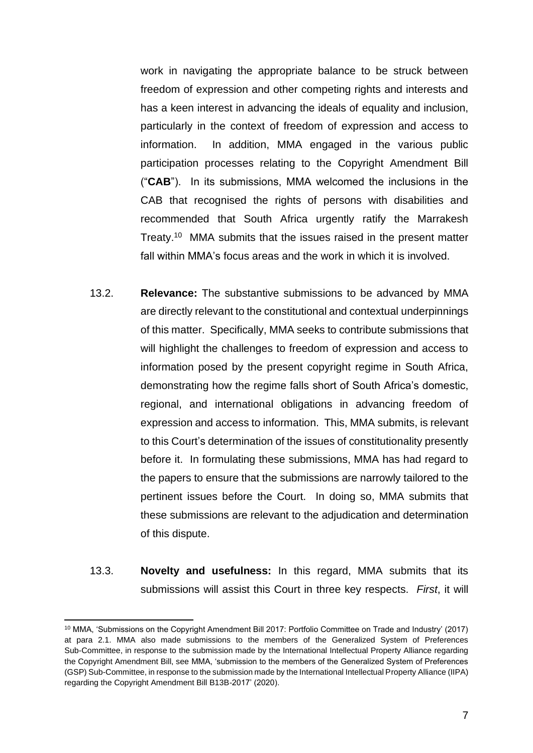work in navigating the appropriate balance to be struck between freedom of expression and other competing rights and interests and has a keen interest in advancing the ideals of equality and inclusion, particularly in the context of freedom of expression and access to information. In addition, MMA engaged in the various public participation processes relating to the Copyright Amendment Bill ("**CAB**"). In its submissions, MMA welcomed the inclusions in the CAB that recognised the rights of persons with disabilities and recommended that South Africa urgently ratify the Marrakesh Treaty.[10] MMA submits that the issues raised in the present matter fall within MMA's focus areas and the work in which it is involved.

13.2. **Relevance:** The substantive submissions to be advanced by MMA are directly relevant to the constitutional and contextual underpinnings of this matter. Specifically, MMA seeks to contribute submissions that will highlight the challenges to freedom of expression and access to information posed by the present copyright regime in South Africa, demonstrating how the regime falls short of South Africa's domestic, regional, and international obligations in advancing freedom of expression and access to information. This, MMA submits, is relevant to this Court's determination of the issues of constitutionality presently before it. In formulating these submissions, MMA has had regard to the papers to ensure that the submissions are narrowly tailored to the pertinent issues before the Court. In doing so, MMA submits that these submissions are relevant to the adjudication and determination of this dispute.

13.3. **Novelty and usefulness:** In this regard, MMA submits that its submissions will assist this Court in three key respects. *First*, it will

[10] MMA, 'Submissions on the Copyright Amendment Bill 2017: Portfolio Committee on Trade and Industry' (2017) at para 2.1. MMA also made submissions to the members of the Generalized System of Preferences Sub-Committee, in response to the submission made by the International Intellectual Property Alliance regarding the Copyright Amendment Bill, see MMA, 'submission to the members of the Generalized System of Preferences (GSP) Sub-Committee, in response to the submission made by the International Intellectual Property Alliance (IIPA) regarding the Copyright Amendment Bill B13B-2017' (2020).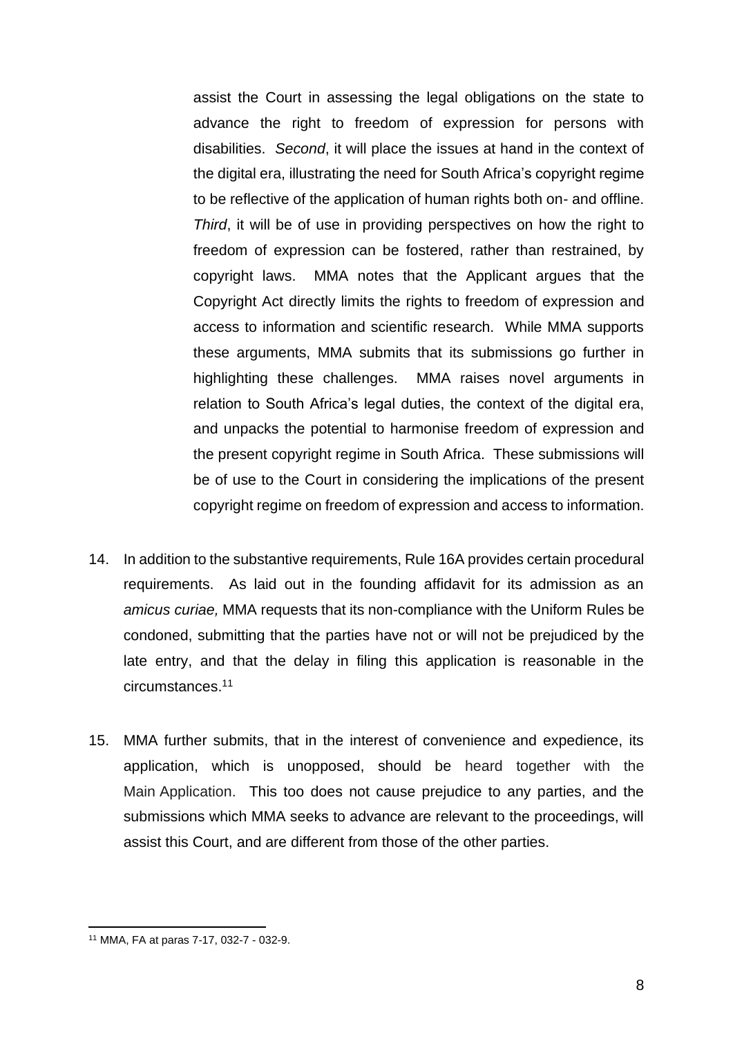assist the Court in assessing the legal obligations on the state to advance the right to freedom of expression for persons with disabilities. *Second*, it will place the issues at hand in the context of the digital era, illustrating the need for South Africa's copyright regime to be reflective of the application of human rights both on- and offline. *Third*, it will be of use in providing perspectives on how the right to freedom of expression can be fostered, rather than restrained, by copyright laws. MMA notes that the Applicant argues that the Copyright Act directly limits the rights to freedom of expression and access to information and scientific research. While MMA supports these arguments, MMA submits that its submissions go further in highlighting these challenges. MMA raises novel arguments in relation to South Africa's legal duties, the context of the digital era, and unpacks the potential to harmonise freedom of expression and the present copyright regime in South Africa. These submissions will be of use to the Court in considering the implications of the present copyright regime on freedom of expression and access to information.

14. In addition to the substantive requirements, Rule 16A provides certain procedural requirements. As laid out in the founding affidavit for its admission as an *amicus curiae,* MMA requests that its non-compliance with the Uniform Rules be condoned, submitting that the parties have not or will not be prejudiced by the late entry, and that the delay in filing this application is reasonable in the circumstances.[11]

15. MMA further submits, that in the interest of convenience and expedience, its application, which is unopposed, should be heard together with the Main Application. This too does not cause prejudice to any parties, and the submissions which MMA seeks to advance are relevant to the proceedings, will assist this Court, and are different from those of the other parties.

[11] MMA, FA at paras 7-17, 032-7 - 032-9.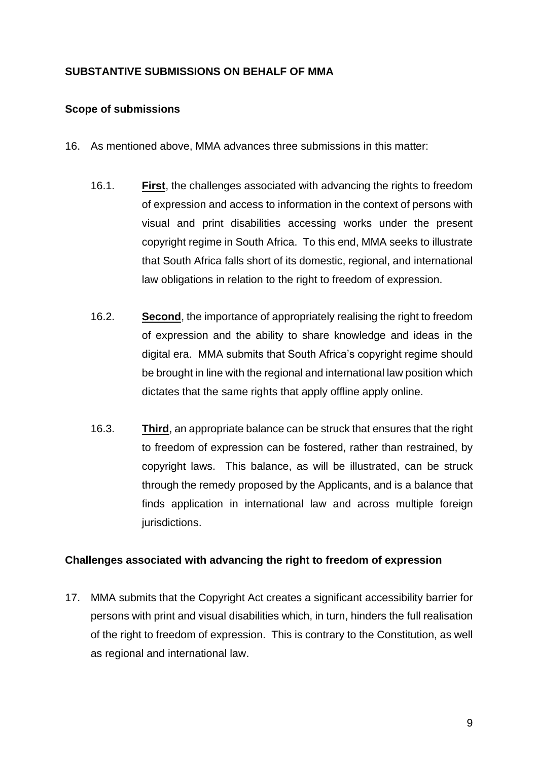**SUBSTANTIVE SUBMISSIONS ON BEHALF OF MMA**

**Scope of submissions**

16. As mentioned above, MMA advances three submissions in this matter:

    16.1. **First**, the challenges associated with advancing the rights to freedom of expression and access to information in the context of persons with visual and print disabilities accessing works under the present copyright regime in South Africa. To this end, MMA seeks to illustrate that South Africa falls short of its domestic, regional, and international law obligations in relation to the right to freedom of expression.

    16.2. **Second**, the importance of appropriately realising the right to freedom of expression and the ability to share knowledge and ideas in the digital era. MMA submits that South Africa's copyright regime should be brought in line with the regional and international law position which dictates that the same rights that apply offline apply online.

    16.3. **Third**, an appropriate balance can be struck that ensures that the right to freedom of expression can be fostered, rather than restrained, by copyright laws. This balance, as will be illustrated, can be struck through the remedy proposed by the Applicants, and is a balance that finds application in international law and across multiple foreign jurisdictions.

**Challenges associated with advancing the right to freedom of expression**

17. MMA submits that the Copyright Act creates a significant accessibility barrier for persons with print and visual disabilities which, in turn, hinders the full realisation of the right to freedom of expression. This is contrary to the Constitution, as well as regional and international law.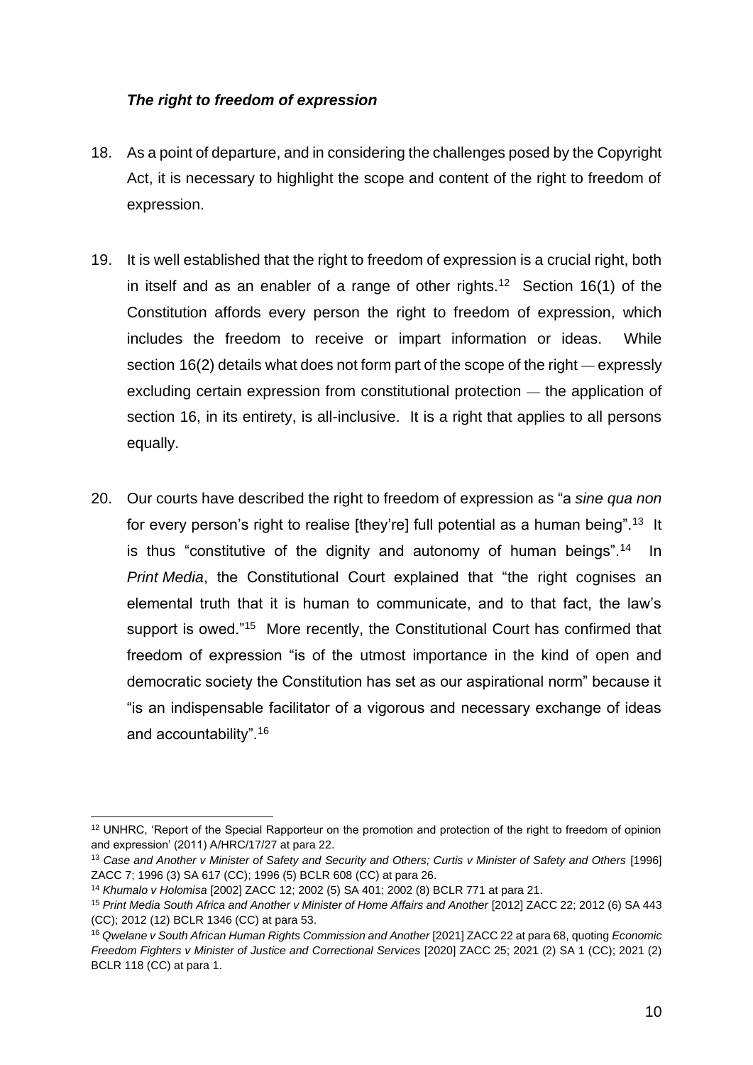### *The right to freedom of expression*

18. As a point of departure, and in considering the challenges posed by the Copyright Act, it is necessary to highlight the scope and content of the right to freedom of expression.

19. It is well established that the right to freedom of expression is a crucial right, both in itself and as an enabler of a range of other rights.[12] Section 16(1) of the Constitution affords every person the right to freedom of expression, which includes the freedom to receive or impart information or ideas. While section 16(2) details what does not form part of the scope of the right — expressly excluding certain expression from constitutional protection — the application of section 16, in its entirety, is all-inclusive. It is a right that applies to all persons equally.

20. Our courts have described the right to freedom of expression as "a *sine qua non* for every person's right to realise [they're] full potential as a human being".[13] It is thus "constitutive of the dignity and autonomy of human beings".[14] In *Print Media*, the Constitutional Court explained that "the right cognises an elemental truth that it is human to communicate, and to that fact, the law's support is owed."[15] More recently, the Constitutional Court has confirmed that freedom of expression "is of the utmost importance in the kind of open and democratic society the Constitution has set as our aspirational norm" because it "is an indispensable facilitator of a vigorous and necessary exchange of ideas and accountability".[16]

---

[12] UNHRC, 'Report of the Special Rapporteur on the promotion and protection of the right to freedom of opinion and expression' (2011) A/HRC/17/27 at para 22.

[13] *Case and Another v Minister of Safety and Security and Others; Curtis v Minister of Safety and Others* [1996] ZACC 7; 1996 (3) SA 617 (CC); 1996 (5) BCLR 608 (CC) at para 26.

[14] *Khumalo v Holomisa* [2002] ZACC 12; 2002 (5) SA 401; 2002 (8) BCLR 771 at para 21.

[15] *Print Media South Africa and Another v Minister of Home Affairs and Another* [2012] ZACC 22; 2012 (6) SA 443 (CC); 2012 (12) BCLR 1346 (CC) at para 53.

[16] *Qwelane v South African Human Rights Commission and Another* [2021] ZACC 22 at para 68, quoting *Economic Freedom Fighters v Minister of Justice and Correctional Services* [2020] ZACC 25; 2021 (2) SA 1 (CC); 2021 (2) BCLR 118 (CC) at para 1.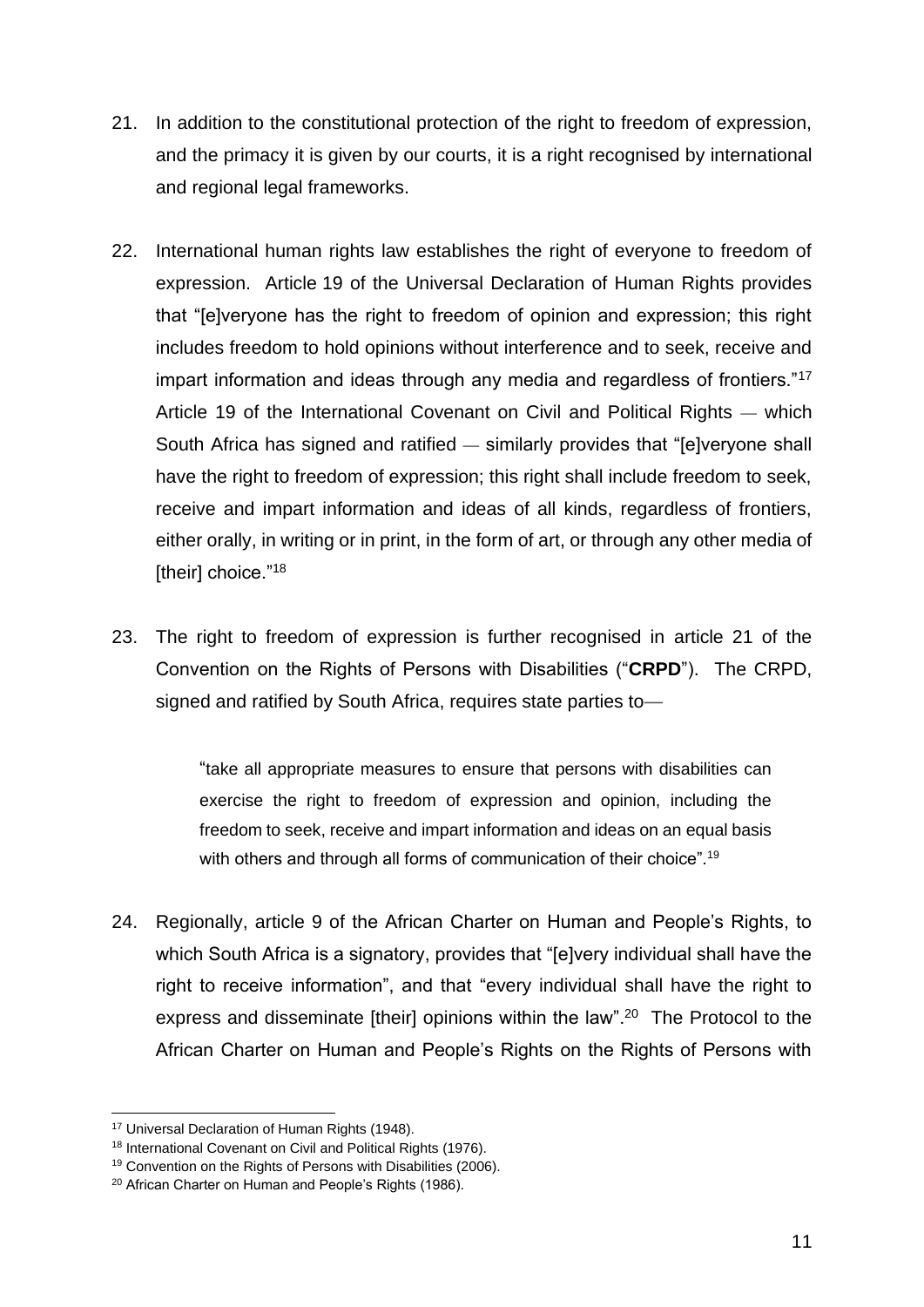21. In addition to the constitutional protection of the right to freedom of expression, and the primacy it is given by our courts, it is a right recognised by international and regional legal frameworks.

22. International human rights law establishes the right of everyone to freedom of expression. Article 19 of the Universal Declaration of Human Rights provides that "[e]veryone has the right to freedom of opinion and expression; this right includes freedom to hold opinions without interference and to seek, receive and impart information and ideas through any media and regardless of frontiers."[17] Article 19 of the International Covenant on Civil and Political Rights — which South Africa has signed and ratified — similarly provides that "[e]veryone shall have the right to freedom of expression; this right shall include freedom to seek, receive and impart information and ideas of all kinds, regardless of frontiers, either orally, in writing or in print, in the form of art, or through any other media of [their] choice."[18]

23. The right to freedom of expression is further recognised in article 21 of the Convention on the Rights of Persons with Disabilities ("**CRPD**"). The CRPD, signed and ratified by South Africa, requires state parties to—

> "take all appropriate measures to ensure that persons with disabilities can exercise the right to freedom of expression and opinion, including the freedom to seek, receive and impart information and ideas on an equal basis with others and through all forms of communication of their choice".[19]

24. Regionally, article 9 of the African Charter on Human and People's Rights, to which South Africa is a signatory, provides that "[e]very individual shall have the right to receive information", and that "every individual shall have the right to express and disseminate [their] opinions within the law".[20] The Protocol to the African Charter on Human and People's Rights on the Rights of Persons with

---

[17] Universal Declaration of Human Rights (1948).

[18] International Covenant on Civil and Political Rights (1976).

[19] Convention on the Rights of Persons with Disabilities (2006).

[20] African Charter on Human and People's Rights (1986).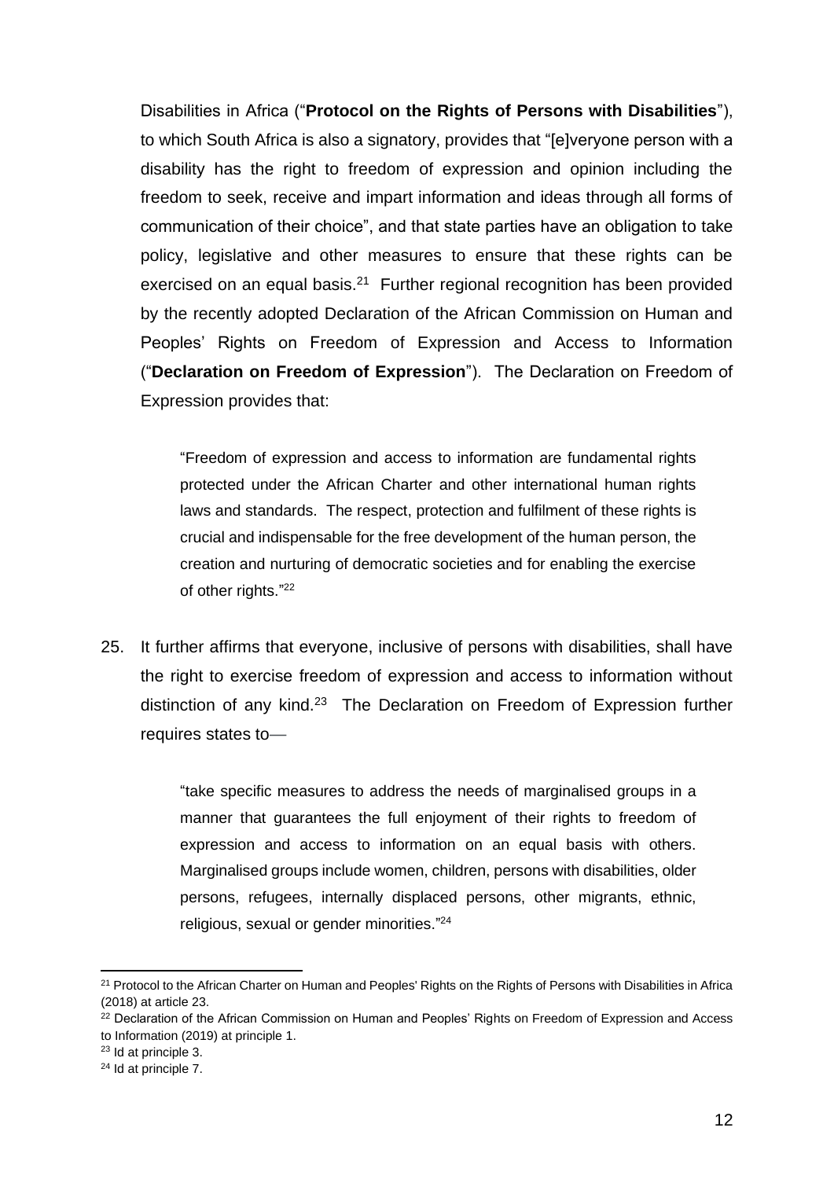Disabilities in Africa ("**Protocol on the Rights of Persons with Disabilities**"), to which South Africa is also a signatory, provides that "[e]veryone person with a disability has the right to freedom of expression and opinion including the freedom to seek, receive and impart information and ideas through all forms of communication of their choice", and that state parties have an obligation to take policy, legislative and other measures to ensure that these rights can be exercised on an equal basis.[21] Further regional recognition has been provided by the recently adopted Declaration of the African Commission on Human and Peoples' Rights on Freedom of Expression and Access to Information ("**Declaration on Freedom of Expression**"). The Declaration on Freedom of Expression provides that:

> "Freedom of expression and access to information are fundamental rights protected under the African Charter and other international human rights laws and standards. The respect, protection and fulfilment of these rights is crucial and indispensable for the free development of the human person, the creation and nurturing of democratic societies and for enabling the exercise of other rights."[22]

25. It further affirms that everyone, inclusive of persons with disabilities, shall have the right to exercise freedom of expression and access to information without distinction of any kind.[23] The Declaration on Freedom of Expression further requires states to—

> "take specific measures to address the needs of marginalised groups in a manner that guarantees the full enjoyment of their rights to freedom of expression and access to information on an equal basis with others. Marginalised groups include women, children, persons with disabilities, older persons, refugees, internally displaced persons, other migrants, ethnic, religious, sexual or gender minorities."[24]

---

[21] Protocol to the African Charter on Human and Peoples' Rights on the Rights of Persons with Disabilities in Africa (2018) at article 23.

[22] Declaration of the African Commission on Human and Peoples' Rights on Freedom of Expression and Access to Information (2019) at principle 1.

[23] Id at principle 3.

[24] Id at principle 7.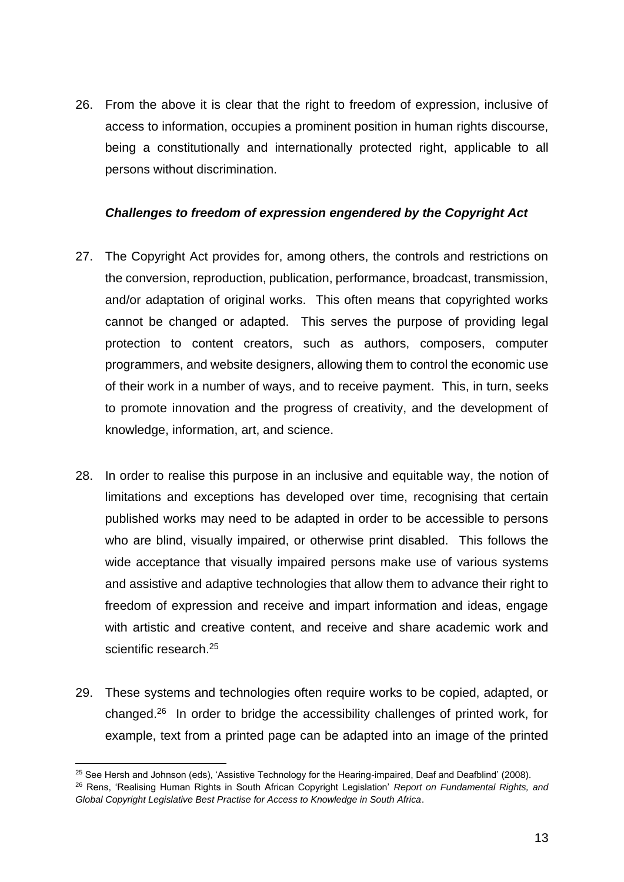26. From the above it is clear that the right to freedom of expression, inclusive of access to information, occupies a prominent position in human rights discourse, being a constitutionally and internationally protected right, applicable to all persons without discrimination.

***Challenges to freedom of expression engendered by the Copyright Act***

27. The Copyright Act provides for, among others, the controls and restrictions on the conversion, reproduction, publication, performance, broadcast, transmission, and/or adaptation of original works. This often means that copyrighted works cannot be changed or adapted. This serves the purpose of providing legal protection to content creators, such as authors, composers, computer programmers, and website designers, allowing them to control the economic use of their work in a number of ways, and to receive payment. This, in turn, seeks to promote innovation and the progress of creativity, and the development of knowledge, information, art, and science.

28. In order to realise this purpose in an inclusive and equitable way, the notion of limitations and exceptions has developed over time, recognising that certain published works may need to be adapted in order to be accessible to persons who are blind, visually impaired, or otherwise print disabled. This follows the wide acceptance that visually impaired persons make use of various systems and assistive and adaptive technologies that allow them to advance their right to freedom of expression and receive and impart information and ideas, engage with artistic and creative content, and receive and share academic work and scientific research.[25]

29. These systems and technologies often require works to be copied, adapted, or changed.[26] In order to bridge the accessibility challenges of printed work, for example, text from a printed page can be adapted into an image of the printed

---

[25] See Hersh and Johnson (eds), 'Assistive Technology for the Hearing-impaired, Deaf and Deafblind' (2008).

[26] Rens, 'Realising Human Rights in South African Copyright Legislation' *Report on Fundamental Rights, and Global Copyright Legislative Best Practise for Access to Knowledge in South Africa*.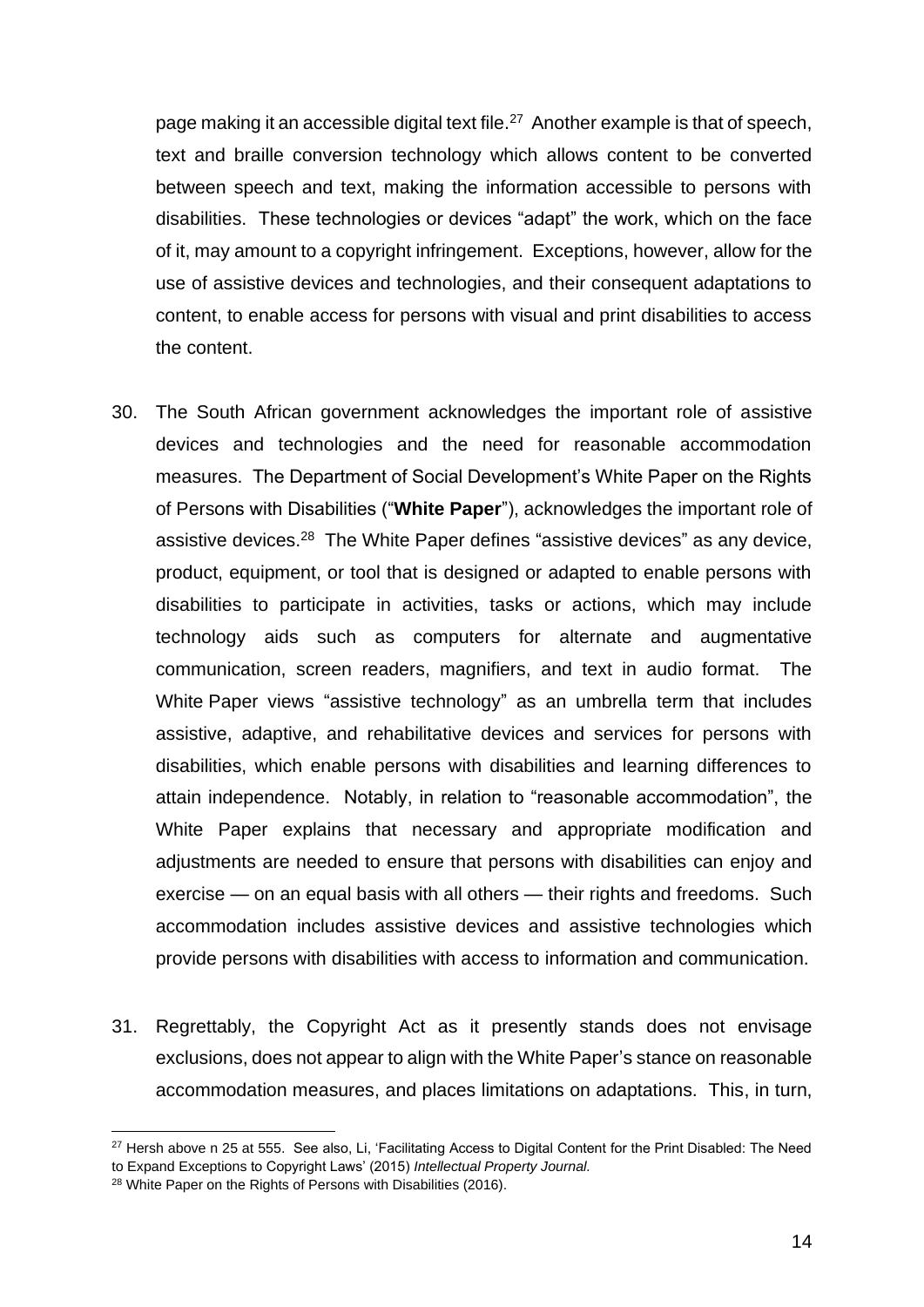page making it an accessible digital text file.[27] Another example is that of speech, text and braille conversion technology which allows content to be converted between speech and text, making the information accessible to persons with disabilities. These technologies or devices "adapt" the work, which on the face of it, may amount to a copyright infringement. Exceptions, however, allow for the use of assistive devices and technologies, and their consequent adaptations to content, to enable access for persons with visual and print disabilities to access the content.

30. The South African government acknowledges the important role of assistive devices and technologies and the need for reasonable accommodation measures. The Department of Social Development's White Paper on the Rights of Persons with Disabilities ("**White Paper**"), acknowledges the important role of assistive devices.[28] The White Paper defines "assistive devices" as any device, product, equipment, or tool that is designed or adapted to enable persons with disabilities to participate in activities, tasks or actions, which may include technology aids such as computers for alternate and augmentative communication, screen readers, magnifiers, and text in audio format. The White Paper views "assistive technology" as an umbrella term that includes assistive, adaptive, and rehabilitative devices and services for persons with disabilities, which enable persons with disabilities and learning differences to attain independence. Notably, in relation to "reasonable accommodation", the White Paper explains that necessary and appropriate modification and adjustments are needed to ensure that persons with disabilities can enjoy and exercise — on an equal basis with all others — their rights and freedoms. Such accommodation includes assistive devices and assistive technologies which provide persons with disabilities with access to information and communication.

31. Regrettably, the Copyright Act as it presently stands does not envisage exclusions, does not appear to align with the White Paper's stance on reasonable accommodation measures, and places limitations on adaptations. This, in turn,

---

[27] Hersh above n 25 at 555. See also, Li, 'Facilitating Access to Digital Content for the Print Disabled: The Need to Expand Exceptions to Copyright Laws' (2015) *Intellectual Property Journal.*

[28] White Paper on the Rights of Persons with Disabilities (2016).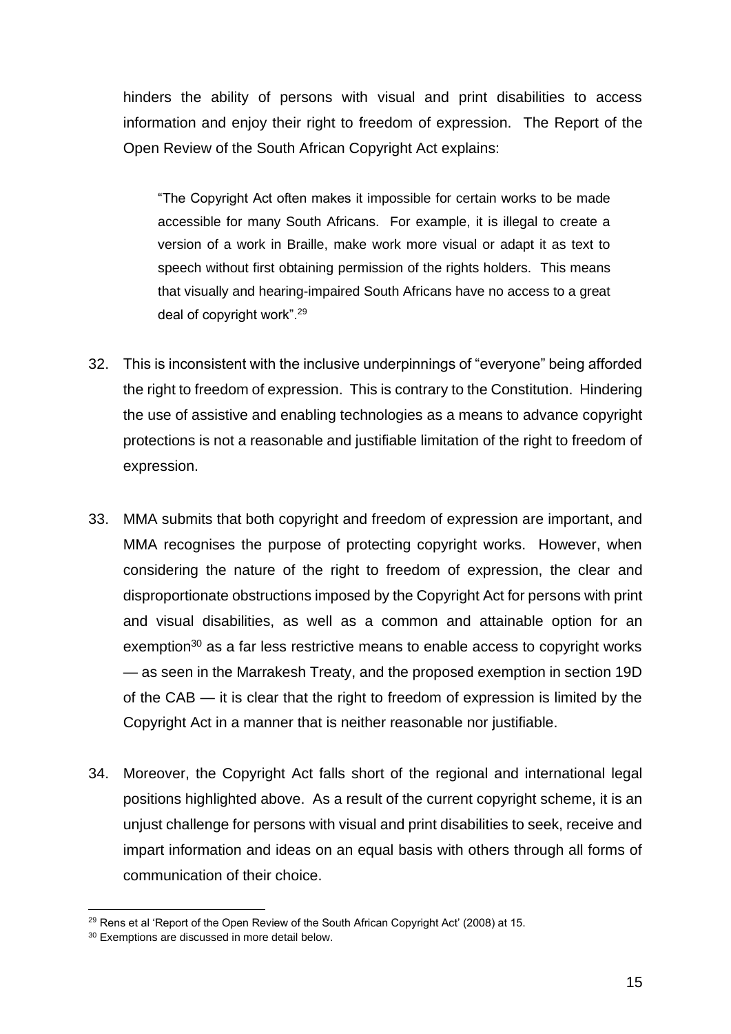hinders the ability of persons with visual and print disabilities to access information and enjoy their right to freedom of expression. The Report of the Open Review of the South African Copyright Act explains:

> "The Copyright Act often makes it impossible for certain works to be made accessible for many South Africans. For example, it is illegal to create a version of a work in Braille, make work more visual or adapt it as text to speech without first obtaining permission of the rights holders. This means that visually and hearing-impaired South Africans have no access to a great deal of copyright work".[29]

32. This is inconsistent with the inclusive underpinnings of "everyone" being afforded the right to freedom of expression. This is contrary to the Constitution. Hindering the use of assistive and enabling technologies as a means to advance copyright protections is not a reasonable and justifiable limitation of the right to freedom of expression.

33. MMA submits that both copyright and freedom of expression are important, and MMA recognises the purpose of protecting copyright works. However, when considering the nature of the right to freedom of expression, the clear and disproportionate obstructions imposed by the Copyright Act for persons with print and visual disabilities, as well as a common and attainable option for an exemption[30] as a far less restrictive means to enable access to copyright works — as seen in the Marrakesh Treaty, and the proposed exemption in section 19D of the CAB — it is clear that the right to freedom of expression is limited by the Copyright Act in a manner that is neither reasonable nor justifiable.

34. Moreover, the Copyright Act falls short of the regional and international legal positions highlighted above. As a result of the current copyright scheme, it is an unjust challenge for persons with visual and print disabilities to seek, receive and impart information and ideas on an equal basis with others through all forms of communication of their choice.

---

[29] Rens et al 'Report of the Open Review of the South African Copyright Act' (2008) at 15.

[30] Exemptions are discussed in more detail below.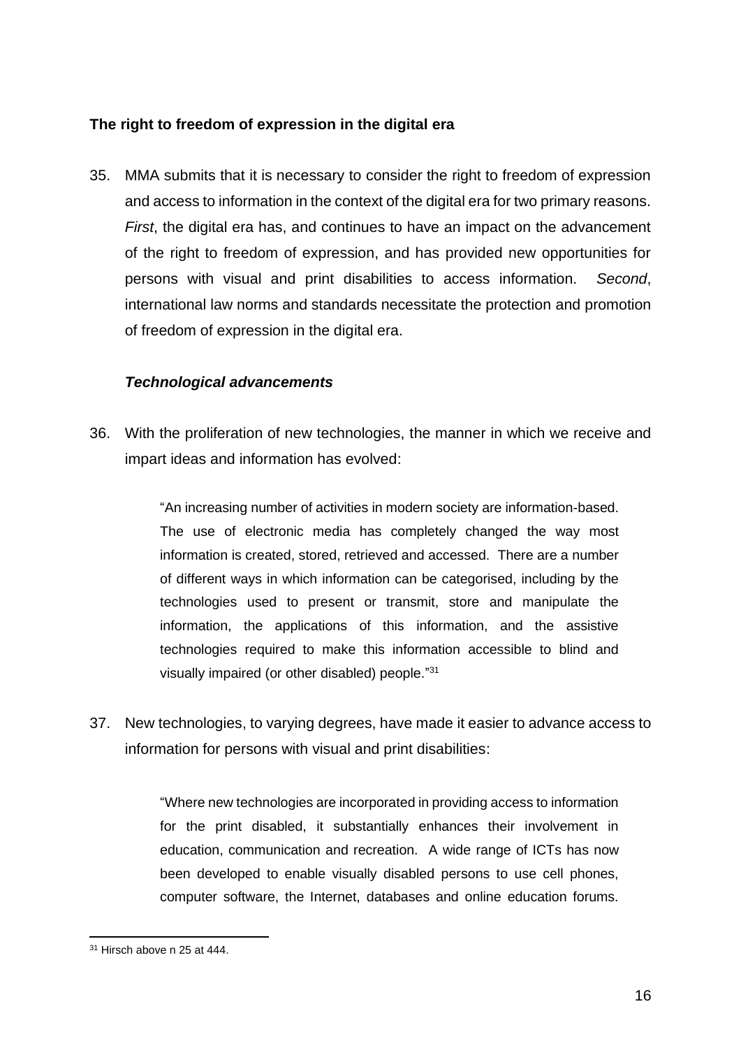**The right to freedom of expression in the digital era**

35. MMA submits that it is necessary to consider the right to freedom of expression and access to information in the context of the digital era for two primary reasons. *First*, the digital era has, and continues to have an impact on the advancement of the right to freedom of expression, and has provided new opportunities for persons with visual and print disabilities to access information. *Second*, international law norms and standards necessitate the protection and promotion of freedom of expression in the digital era.

***Technological advancements***

36. With the proliferation of new technologies, the manner in which we receive and impart ideas and information has evolved:

> "An increasing number of activities in modern society are information-based. The use of electronic media has completely changed the way most information is created, stored, retrieved and accessed. There are a number of different ways in which information can be categorised, including by the technologies used to present or transmit, store and manipulate the information, the applications of this information, and the assistive technologies required to make this information accessible to blind and visually impaired (or other disabled) people."[31]

37. New technologies, to varying degrees, have made it easier to advance access to information for persons with visual and print disabilities:

> "Where new technologies are incorporated in providing access to information for the print disabled, it substantially enhances their involvement in education, communication and recreation. A wide range of ICTs has now been developed to enable visually disabled persons to use cell phones, computer software, the Internet, databases and online education forums.

[31] Hirsch above n 25 at 444.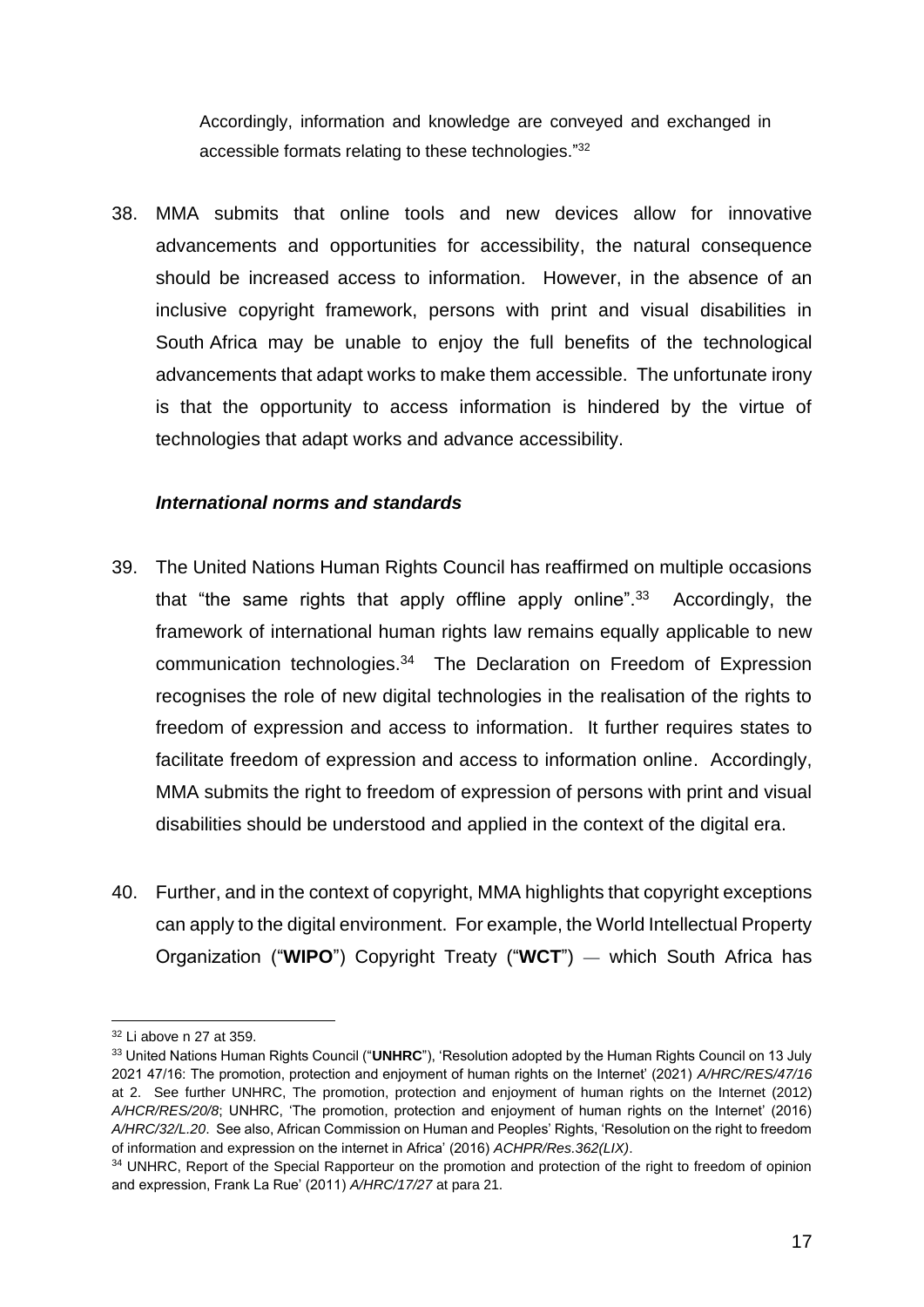Accordingly, information and knowledge are conveyed and exchanged in accessible formats relating to these technologies."[32]

38. MMA submits that online tools and new devices allow for innovative advancements and opportunities for accessibility, the natural consequence should be increased access to information. However, in the absence of an inclusive copyright framework, persons with print and visual disabilities in South Africa may be unable to enjoy the full benefits of the technological advancements that adapt works to make them accessible. The unfortunate irony is that the opportunity to access information is hindered by the virtue of technologies that adapt works and advance accessibility.

***International norms and standards***

39. The United Nations Human Rights Council has reaffirmed on multiple occasions that "the same rights that apply offline apply online".[33] Accordingly, the framework of international human rights law remains equally applicable to new communication technologies.[34] The Declaration on Freedom of Expression recognises the role of new digital technologies in the realisation of the rights to freedom of expression and access to information. It further requires states to facilitate freedom of expression and access to information online. Accordingly, MMA submits the right to freedom of expression of persons with print and visual disabilities should be understood and applied in the context of the digital era.

40. Further, and in the context of copyright, MMA highlights that copyright exceptions can apply to the digital environment. For example, the World Intellectual Property Organization ("**WIPO**") Copyright Treaty ("**WCT**") — which South Africa has

---

[32] Li above n 27 at 359.

[33] United Nations Human Rights Council ("**UNHRC**"), 'Resolution adopted by the Human Rights Council on 13 July 2021 47/16: The promotion, protection and enjoyment of human rights on the Internet' (2021) *A/HRC/RES/47/16* at 2. See further UNHRC, The promotion, protection and enjoyment of human rights on the Internet (2012) *A/HCR/RES/20/8*; UNHRC, 'The promotion, protection and enjoyment of human rights on the Internet' (2016) *A/HRC/32/L.20*. See also, African Commission on Human and Peoples' Rights, 'Resolution on the right to freedom of information and expression on the internet in Africa' (2016) *ACHPR/Res.362(LIX)*.

[34] UNHRC, Report of the Special Rapporteur on the promotion and protection of the right to freedom of opinion and expression, Frank La Rue' (2011) *A/HRC/17/27* at para 21.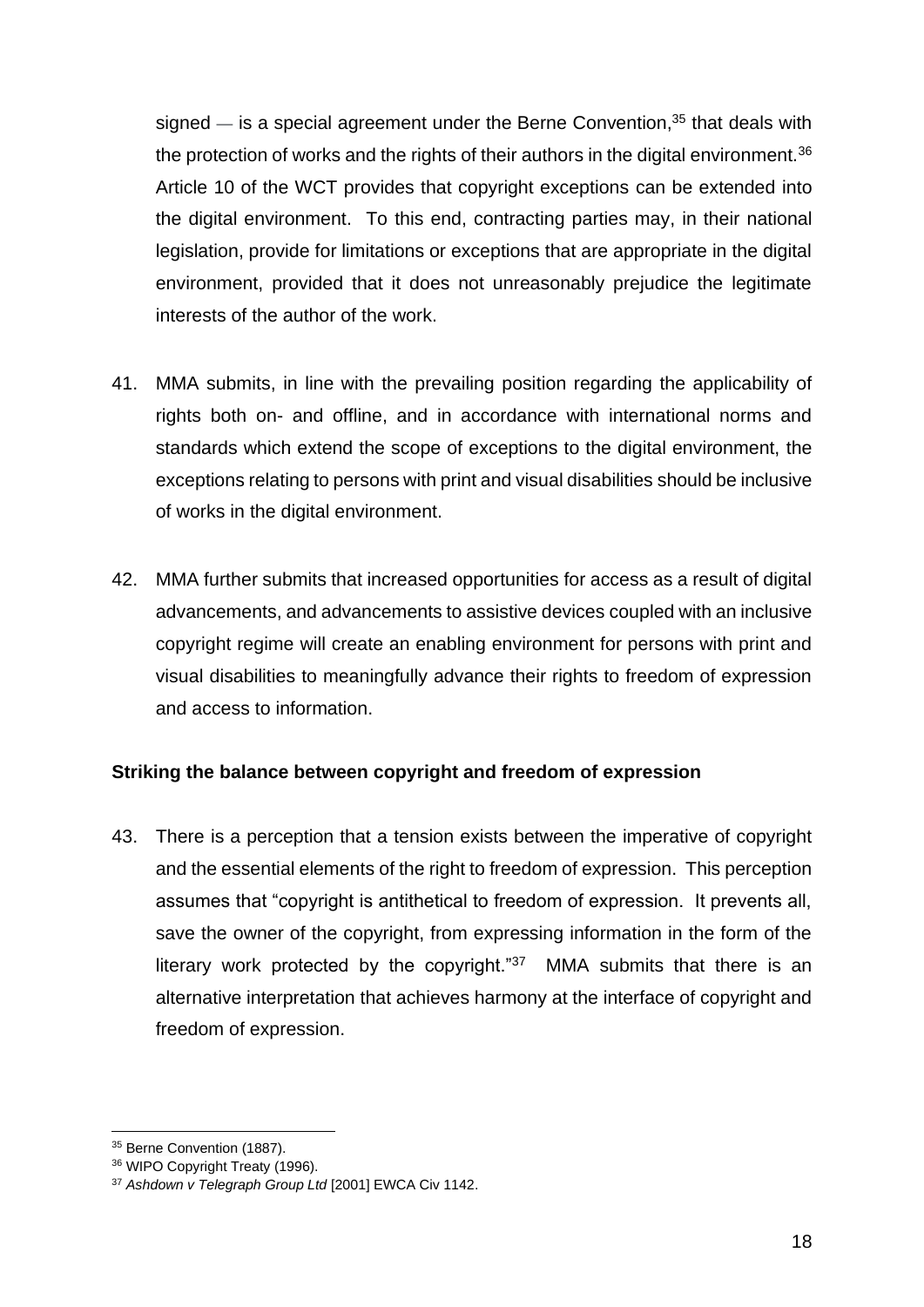signed — is a special agreement under the Berne Convention,[35] that deals with the protection of works and the rights of their authors in the digital environment.[36] Article 10 of the WCT provides that copyright exceptions can be extended into the digital environment. To this end, contracting parties may, in their national legislation, provide for limitations or exceptions that are appropriate in the digital environment, provided that it does not unreasonably prejudice the legitimate interests of the author of the work.

41. MMA submits, in line with the prevailing position regarding the applicability of rights both on- and offline, and in accordance with international norms and standards which extend the scope of exceptions to the digital environment, the exceptions relating to persons with print and visual disabilities should be inclusive of works in the digital environment.

42. MMA further submits that increased opportunities for access as a result of digital advancements, and advancements to assistive devices coupled with an inclusive copyright regime will create an enabling environment for persons with print and visual disabilities to meaningfully advance their rights to freedom of expression and access to information.

**Striking the balance between copyright and freedom of expression**

43. There is a perception that a tension exists between the imperative of copyright and the essential elements of the right to freedom of expression. This perception assumes that "copyright is antithetical to freedom of expression. It prevents all, save the owner of the copyright, from expressing information in the form of the literary work protected by the copyright."[37] MMA submits that there is an alternative interpretation that achieves harmony at the interface of copyright and freedom of expression.

---

[35] Berne Convention (1887).

[36] WIPO Copyright Treaty (1996).

[37] *Ashdown v Telegraph Group Ltd* [2001] EWCA Civ 1142.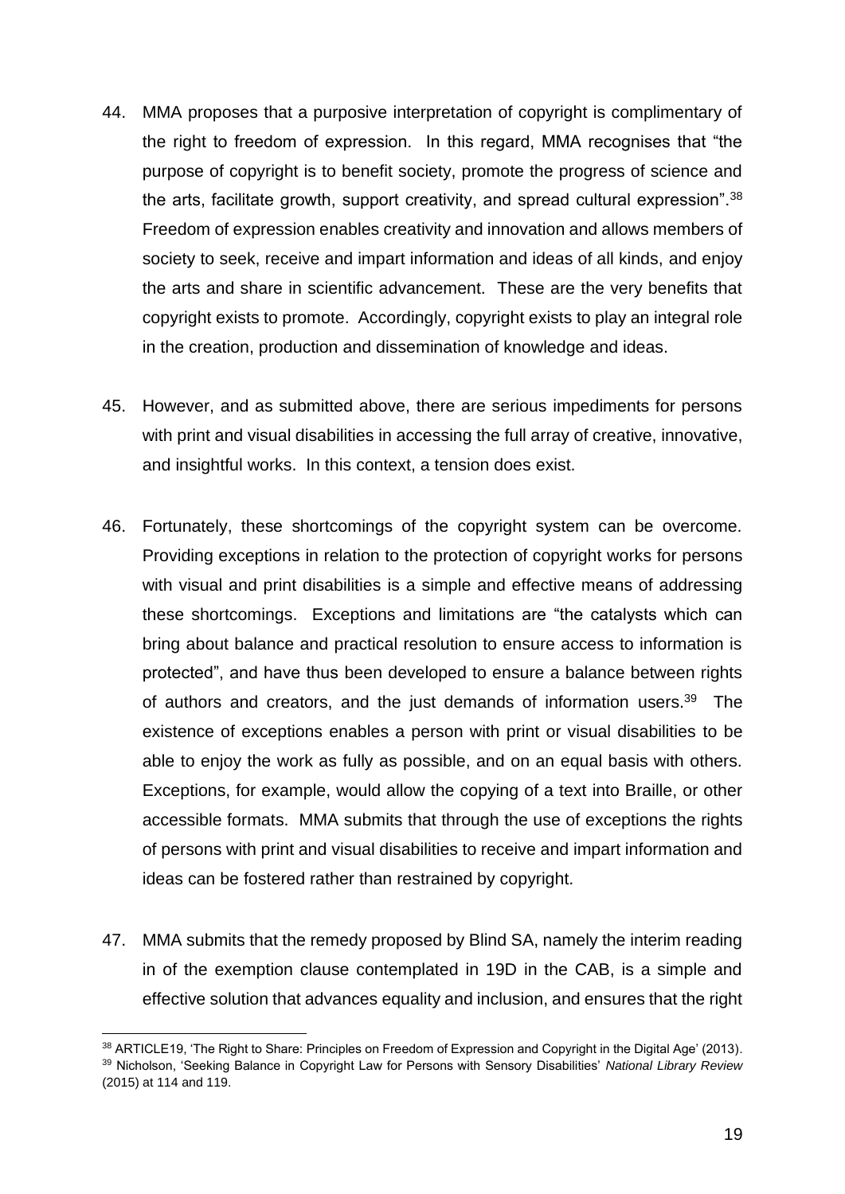44. MMA proposes that a purposive interpretation of copyright is complimentary of the right to freedom of expression. In this regard, MMA recognises that "the purpose of copyright is to benefit society, promote the progress of science and the arts, facilitate growth, support creativity, and spread cultural expression".[38] Freedom of expression enables creativity and innovation and allows members of society to seek, receive and impart information and ideas of all kinds, and enjoy the arts and share in scientific advancement. These are the very benefits that copyright exists to promote. Accordingly, copyright exists to play an integral role in the creation, production and dissemination of knowledge and ideas.

45. However, and as submitted above, there are serious impediments for persons with print and visual disabilities in accessing the full array of creative, innovative, and insightful works. In this context, a tension does exist.

46. Fortunately, these shortcomings of the copyright system can be overcome. Providing exceptions in relation to the protection of copyright works for persons with visual and print disabilities is a simple and effective means of addressing these shortcomings. Exceptions and limitations are "the catalysts which can bring about balance and practical resolution to ensure access to information is protected", and have thus been developed to ensure a balance between rights of authors and creators, and the just demands of information users.[39] The existence of exceptions enables a person with print or visual disabilities to be able to enjoy the work as fully as possible, and on an equal basis with others. Exceptions, for example, would allow the copying of a text into Braille, or other accessible formats. MMA submits that through the use of exceptions the rights of persons with print and visual disabilities to receive and impart information and ideas can be fostered rather than restrained by copyright.

47. MMA submits that the remedy proposed by Blind SA, namely the interim reading in of the exemption clause contemplated in 19D in the CAB, is a simple and effective solution that advances equality and inclusion, and ensures that the right

[38] ARTICLE19, 'The Right to Share: Principles on Freedom of Expression and Copyright in the Digital Age' (2013).

[39] Nicholson, 'Seeking Balance in Copyright Law for Persons with Sensory Disabilities' *National Library Review* (2015) at 114 and 119.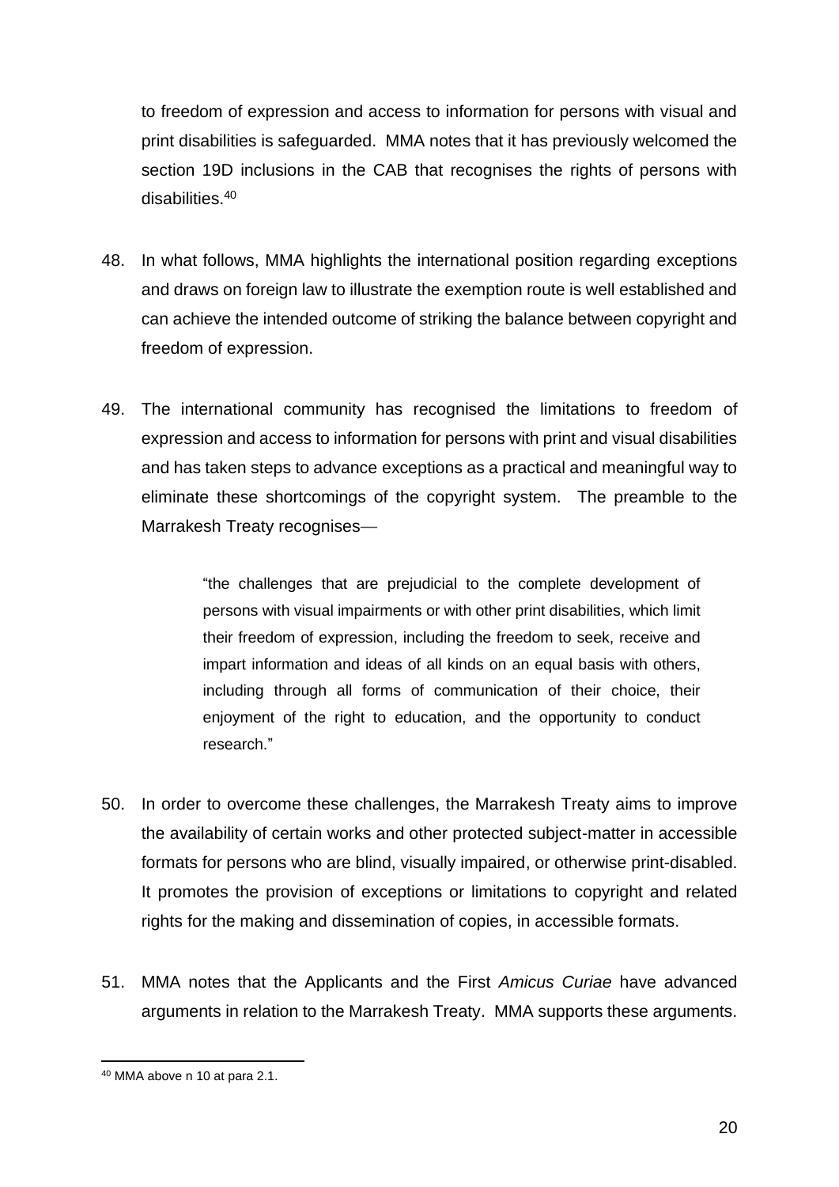to freedom of expression and access to information for persons with visual and print disabilities is safeguarded. MMA notes that it has previously welcomed the section 19D inclusions in the CAB that recognises the rights of persons with disabilities.[40]

48. In what follows, MMA highlights the international position regarding exceptions and draws on foreign law to illustrate the exemption route is well established and can achieve the intended outcome of striking the balance between copyright and freedom of expression.

49. The international community has recognised the limitations to freedom of expression and access to information for persons with print and visual disabilities and has taken steps to advance exceptions as a practical and meaningful way to eliminate these shortcomings of the copyright system. The preamble to the Marrakesh Treaty recognises—

> "the challenges that are prejudicial to the complete development of persons with visual impairments or with other print disabilities, which limit their freedom of expression, including the freedom to seek, receive and impart information and ideas of all kinds on an equal basis with others, including through all forms of communication of their choice, their enjoyment of the right to education, and the opportunity to conduct research."

50. In order to overcome these challenges, the Marrakesh Treaty aims to improve the availability of certain works and other protected subject-matter in accessible formats for persons who are blind, visually impaired, or otherwise print-disabled. It promotes the provision of exceptions or limitations to copyright and related rights for the making and dissemination of copies, in accessible formats.

51. MMA notes that the Applicants and the First *Amicus Curiae* have advanced arguments in relation to the Marrakesh Treaty. MMA supports these arguments.

---

[40] MMA above n 10 at para 2.1.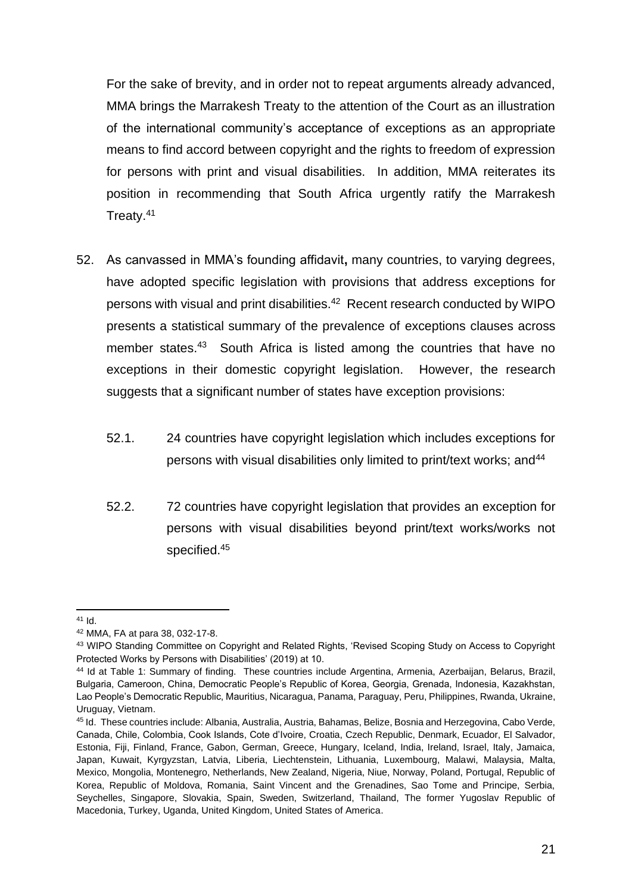For the sake of brevity, and in order not to repeat arguments already advanced, MMA brings the Marrakesh Treaty to the attention of the Court as an illustration of the international community's acceptance of exceptions as an appropriate means to find accord between copyright and the rights to freedom of expression for persons with print and visual disabilities. In addition, MMA reiterates its position in recommending that South Africa urgently ratify the Marrakesh Treaty.[41]

52. As canvassed in MMA's founding affidavit**,** many countries, to varying degrees, have adopted specific legislation with provisions that address exceptions for persons with visual and print disabilities.[42] Recent research conducted by WIPO presents a statistical summary of the prevalence of exceptions clauses across member states.[43] South Africa is listed among the countries that have no exceptions in their domestic copyright legislation. However, the research suggests that a significant number of states have exception provisions:

    52.1. 24 countries have copyright legislation which includes exceptions for persons with visual disabilities only limited to print/text works; and[44]

    52.2. 72 countries have copyright legislation that provides an exception for persons with visual disabilities beyond print/text works/works not specified.[45]

---

[41] Id.

[42] MMA, FA at para 38, 032-17-8.

[43] WIPO Standing Committee on Copyright and Related Rights, 'Revised Scoping Study on Access to Copyright Protected Works by Persons with Disabilities' (2019) at 10.

[44] Id at Table 1: Summary of finding. These countries include Argentina, Armenia, Azerbaijan, Belarus, Brazil, Bulgaria, Cameroon, China, Democratic People's Republic of Korea, Georgia, Grenada, Indonesia, Kazakhstan, Lao People's Democratic Republic, Mauritius, Nicaragua, Panama, Paraguay, Peru, Philippines, Rwanda, Ukraine, Uruguay, Vietnam.

[45] Id. These countries include: Albania, Australia, Austria, Bahamas, Belize, Bosnia and Herzegovina, Cabo Verde, Canada, Chile, Colombia, Cook Islands, Cote d'Ivoire, Croatia, Czech Republic, Denmark, Ecuador, El Salvador, Estonia, Fiji, Finland, France, Gabon, German, Greece, Hungary, Iceland, India, Ireland, Israel, Italy, Jamaica, Japan, Kuwait, Kyrgyzstan, Latvia, Liberia, Liechtenstein, Lithuania, Luxembourg, Malawi, Malaysia, Malta, Mexico, Mongolia, Montenegro, Netherlands, New Zealand, Nigeria, Niue, Norway, Poland, Portugal, Republic of Korea, Republic of Moldova, Romania, Saint Vincent and the Grenadines, Sao Tome and Principe, Serbia, Seychelles, Singapore, Slovakia, Spain, Sweden, Switzerland, Thailand, The former Yugoslav Republic of Macedonia, Turkey, Uganda, United Kingdom, United States of America.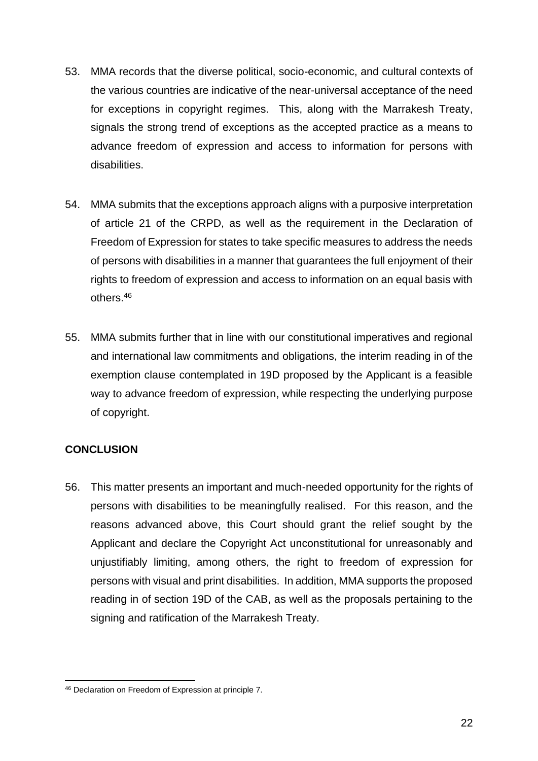53. MMA records that the diverse political, socio-economic, and cultural contexts of the various countries are indicative of the near-universal acceptance of the need for exceptions in copyright regimes. This, along with the Marrakesh Treaty, signals the strong trend of exceptions as the accepted practice as a means to advance freedom of expression and access to information for persons with disabilities.

54. MMA submits that the exceptions approach aligns with a purposive interpretation of article 21 of the CRPD, as well as the requirement in the Declaration of Freedom of Expression for states to take specific measures to address the needs of persons with disabilities in a manner that guarantees the full enjoyment of their rights to freedom of expression and access to information on an equal basis with others.[46]

55. MMA submits further that in line with our constitutional imperatives and regional and international law commitments and obligations, the interim reading in of the exemption clause contemplated in 19D proposed by the Applicant is a feasible way to advance freedom of expression, while respecting the underlying purpose of copyright.

**CONCLUSION**

56. This matter presents an important and much-needed opportunity for the rights of persons with disabilities to be meaningfully realised. For this reason, and the reasons advanced above, this Court should grant the relief sought by the Applicant and declare the Copyright Act unconstitutional for unreasonably and unjustifiably limiting, among others, the right to freedom of expression for persons with visual and print disabilities. In addition, MMA supports the proposed reading in of section 19D of the CAB, as well as the proposals pertaining to the signing and ratification of the Marrakesh Treaty.

---

[46] Declaration on Freedom of Expression at principle 7.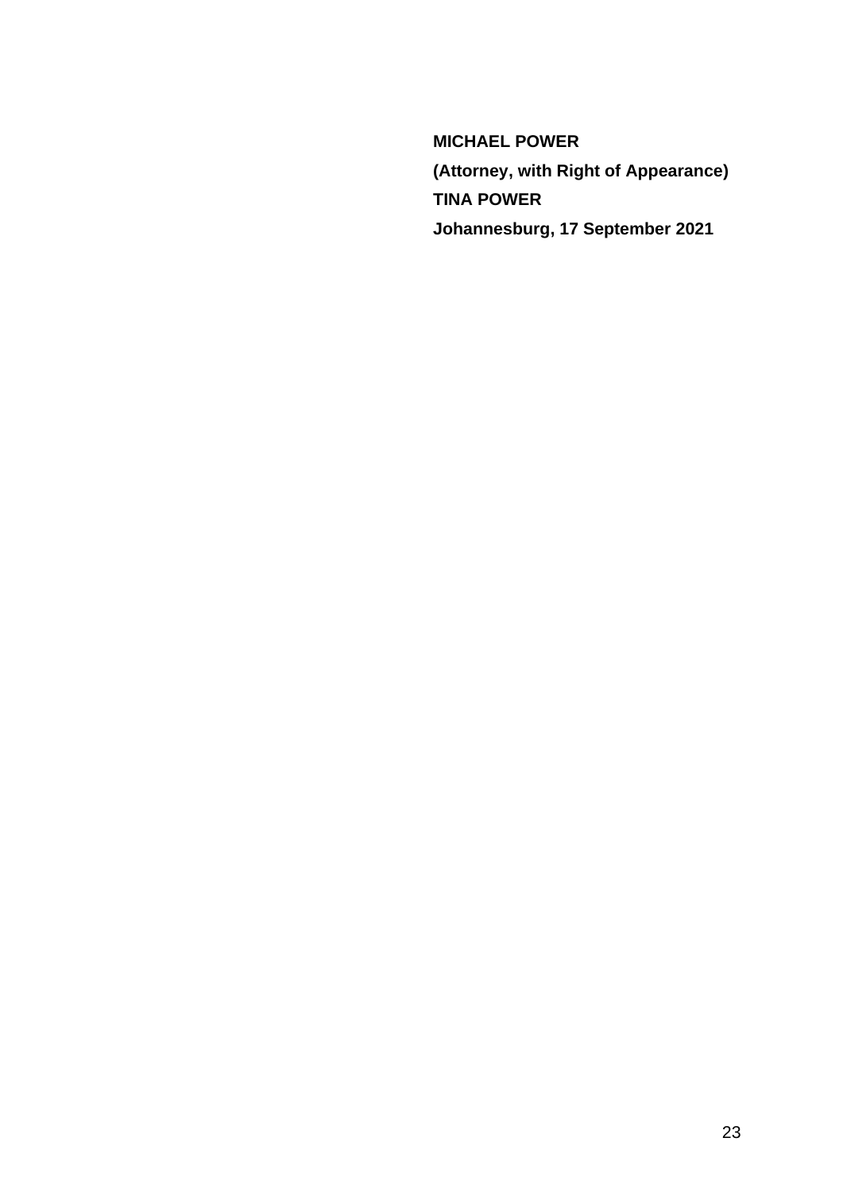**MICHAEL POWER**

**(Attorney, with Right of Appearance)**

**TINA POWER**

**Johannesburg, 17 September 2021**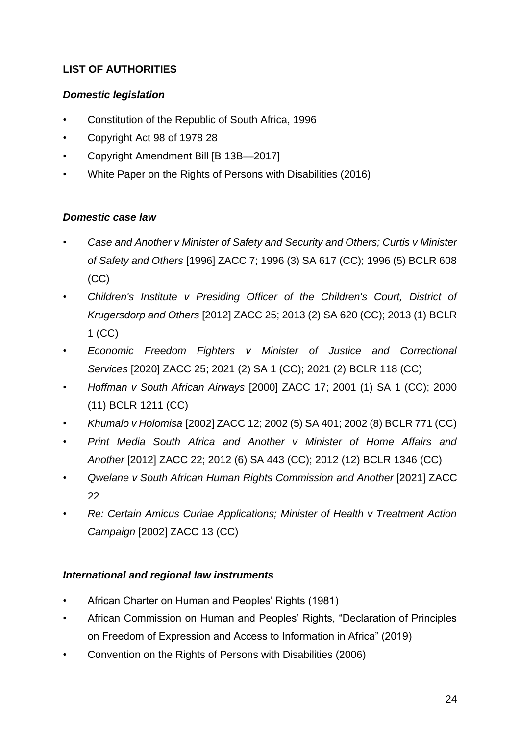**LIST OF AUTHORITIES**

***Domestic legislation***

- Constitution of the Republic of South Africa, 1996
- Copyright Act 98 of 1978 28
- Copyright Amendment Bill [B 13B—2017]
- White Paper on the Rights of Persons with Disabilities (2016)

***Domestic case law***

- *Case and Another v Minister of Safety and Security and Others; Curtis v Minister of Safety and Others* [1996] ZACC 7; 1996 (3) SA 617 (CC); 1996 (5) BCLR 608 (CC)
- *Children's Institute v Presiding Officer of the Children's Court, District of Krugersdorp and Others* [2012] ZACC 25; 2013 (2) SA 620 (CC); 2013 (1) BCLR 1 (CC)
- *Economic Freedom Fighters v Minister of Justice and Correctional Services* [2020] ZACC 25; 2021 (2) SA 1 (CC); 2021 (2) BCLR 118 (CC)
- *Hoffman v South African Airways* [2000] ZACC 17; 2001 (1) SA 1 (CC); 2000 (11) BCLR 1211 (CC)
- *Khumalo v Holomisa* [2002] ZACC 12; 2002 (5) SA 401; 2002 (8) BCLR 771 (CC)
- *Print Media South Africa and Another v Minister of Home Affairs and Another* [2012] ZACC 22; 2012 (6) SA 443 (CC); 2012 (12) BCLR 1346 (CC)
- *Qwelane v South African Human Rights Commission and Another* [2021] ZACC 22
- *Re: Certain Amicus Curiae Applications; Minister of Health v Treatment Action Campaign* [2002] ZACC 13 (CC)

***International and regional law instruments***

- African Charter on Human and Peoples' Rights (1981)
- African Commission on Human and Peoples' Rights, "Declaration of Principles on Freedom of Expression and Access to Information in Africa" (2019)
- Convention on the Rights of Persons with Disabilities (2006)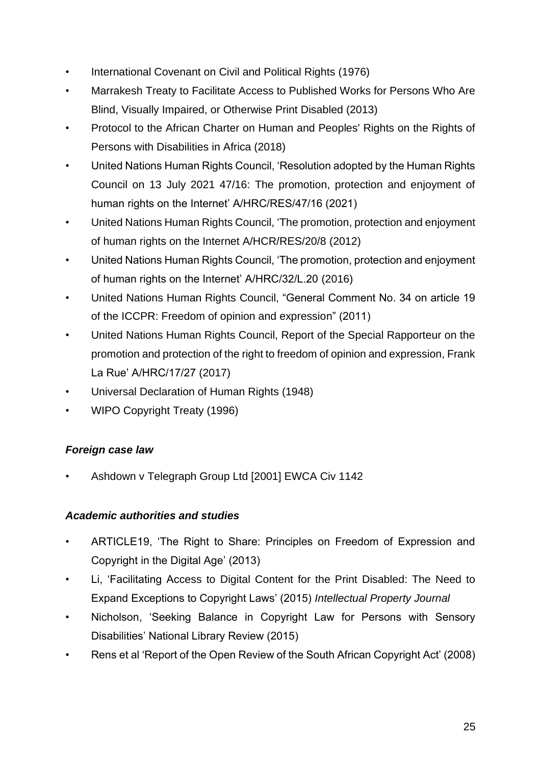- International Covenant on Civil and Political Rights (1976)
- Marrakesh Treaty to Facilitate Access to Published Works for Persons Who Are Blind, Visually Impaired, or Otherwise Print Disabled (2013)
- Protocol to the African Charter on Human and Peoples' Rights on the Rights of Persons with Disabilities in Africa (2018)
- United Nations Human Rights Council, 'Resolution adopted by the Human Rights Council on 13 July 2021 47/16: The promotion, protection and enjoyment of human rights on the Internet' A/HRC/RES/47/16 (2021)
- United Nations Human Rights Council, 'The promotion, protection and enjoyment of human rights on the Internet A/HCR/RES/20/8 (2012)
- United Nations Human Rights Council, 'The promotion, protection and enjoyment of human rights on the Internet' A/HRC/32/L.20 (2016)
- United Nations Human Rights Council, "General Comment No. 34 on article 19 of the ICCPR: Freedom of opinion and expression" (2011)
- United Nations Human Rights Council, Report of the Special Rapporteur on the promotion and protection of the right to freedom of opinion and expression, Frank La Rue' A/HRC/17/27 (2017)
- Universal Declaration of Human Rights (1948)
- WIPO Copyright Treaty (1996)

### *Foreign case law*

- Ashdown v Telegraph Group Ltd [2001] EWCA Civ 1142

### *Academic authorities and studies*

- ARTICLE19, 'The Right to Share: Principles on Freedom of Expression and Copyright in the Digital Age' (2013)
- Li, 'Facilitating Access to Digital Content for the Print Disabled: The Need to Expand Exceptions to Copyright Laws' (2015) *Intellectual Property Journal*
- Nicholson, 'Seeking Balance in Copyright Law for Persons with Sensory Disabilities' National Library Review (2015)
- Rens et al 'Report of the Open Review of the South African Copyright Act' (2008)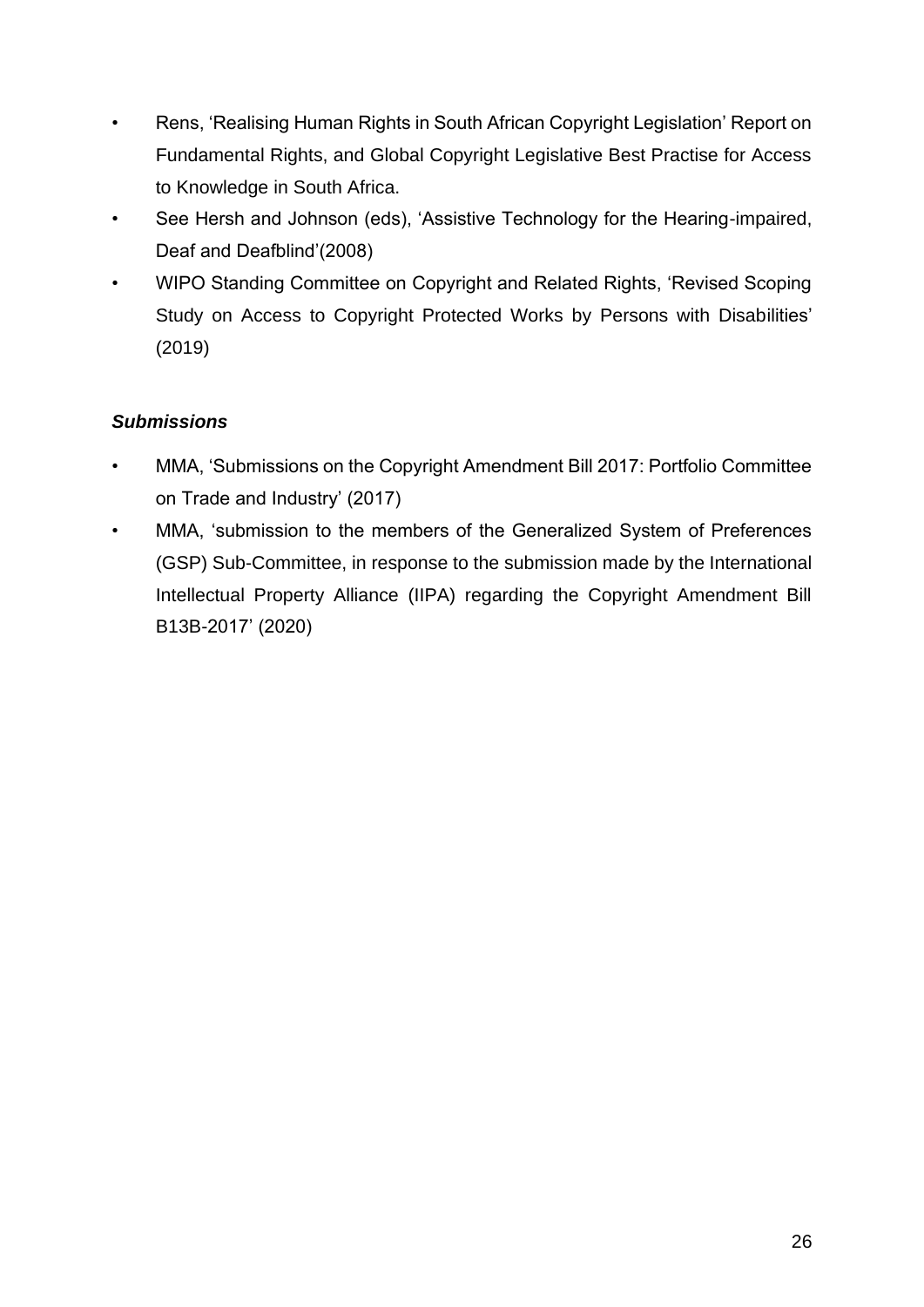- Rens, 'Realising Human Rights in South African Copyright Legislation' Report on Fundamental Rights, and Global Copyright Legislative Best Practise for Access to Knowledge in South Africa.
- See Hersh and Johnson (eds), 'Assistive Technology for the Hearing-impaired, Deaf and Deafblind'(2008)
- WIPO Standing Committee on Copyright and Related Rights, 'Revised Scoping Study on Access to Copyright Protected Works by Persons with Disabilities' (2019)

### *Submissions*

- MMA, 'Submissions on the Copyright Amendment Bill 2017: Portfolio Committee on Trade and Industry' (2017)
- MMA, 'submission to the members of the Generalized System of Preferences (GSP) Sub-Committee, in response to the submission made by the International Intellectual Property Alliance (IIPA) regarding the Copyright Amendment Bill B13B-2017' (2020)